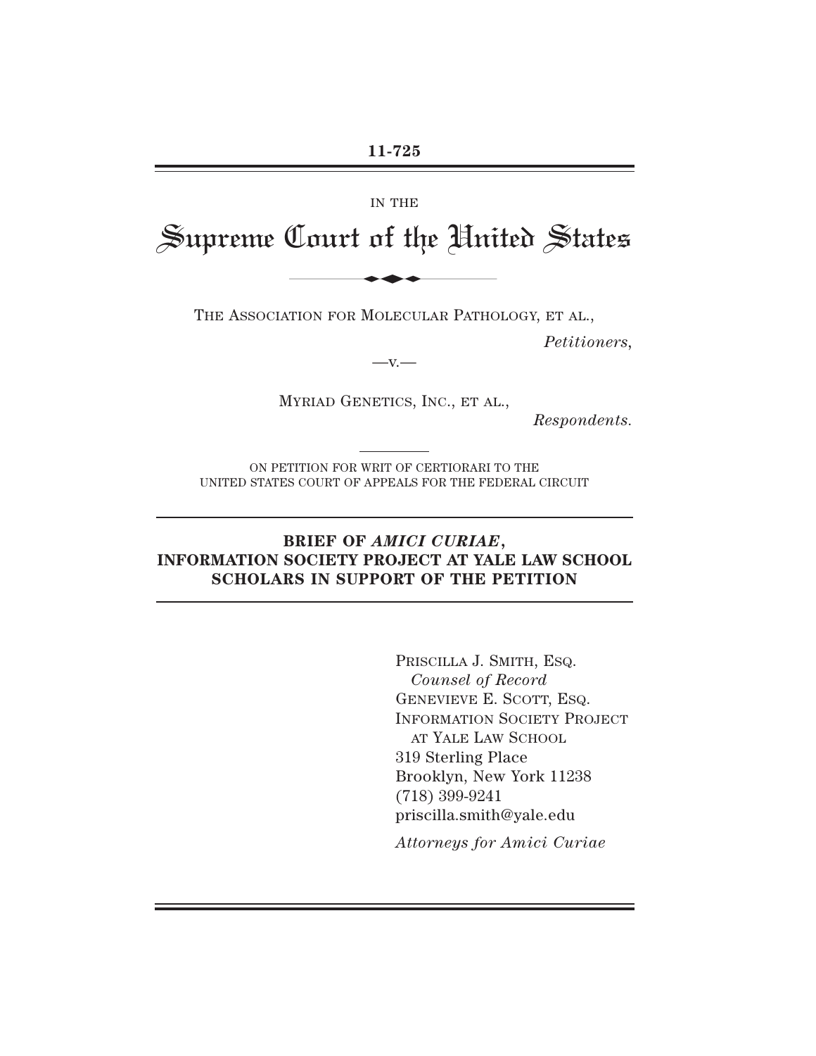**11-725**

IN THE

# Supreme Court of the United States

THE ASSOCIATION FOR MOLECULAR PATHOLOGY, ET AL.,

*Petitioners*,

—v.—

MYRIAD GENETICS, INC., ET AL.,

*Respondents*.

ON PETITION FOR WRIT OF CERTIORARI TO THE UNITED STATES COURT OF APPEALS FOR THE FEDERAL CIRCUIT

## BRIEF OF *AMICI CURIAE*, INFORMATION SOCIETY PROJECT AT YALE LAW SCHOOL SCHOLARS IN SUPPORT OF THE PETITION

PRISCILLA J. SMITH, ESQ.
*Counsel of Record*
GENEVIEVE E. SCOTT, ESQ.
INFORMATION SOCIETY PROJECT
AT YALE LAW SCHOOL
319 Sterling Place
Brooklyn, New York 11238
(718) 399-9241
priscilla.smith@yale.edu

*Attorneys for Amici Curiae*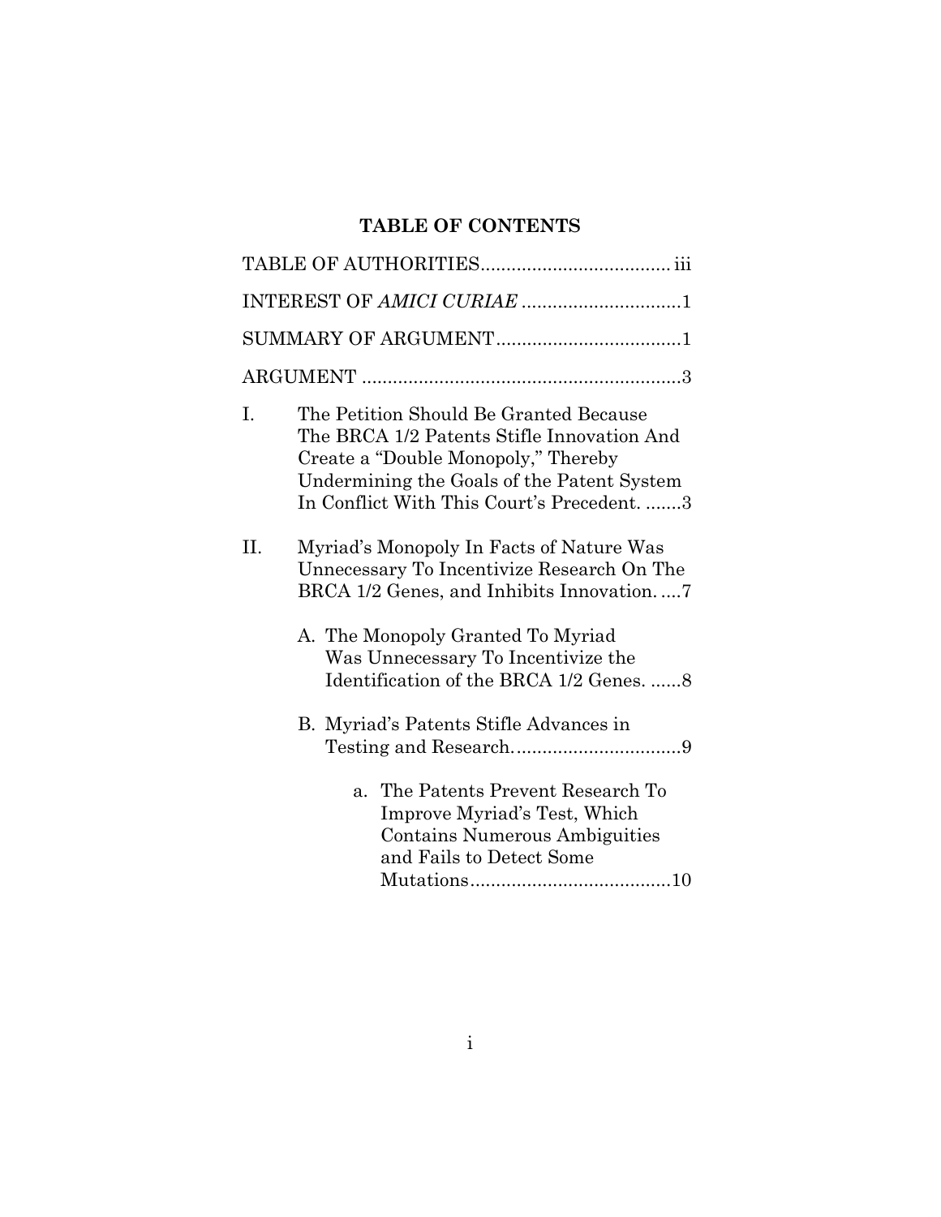## TABLE OF CONTENTS

TABLE OF AUTHORITIES..................................... iii

INTEREST OF *AMICI CURIAE* ...............................1

SUMMARY OF ARGUMENT....................................1

ARGUMENT ..............................................................3

I. The Petition Should Be Granted Because The BRCA 1/2 Patents Stifle Innovation And Create a "Double Monopoly," Thereby Undermining the Goals of the Patent System In Conflict With This Court's Precedent. .......3

II. Myriad's Monopoly In Facts of Nature Was Unnecessary To Incentivize Research On The BRCA 1/2 Genes, and Inhibits Innovation. ....7

   A. The Monopoly Granted To Myriad Was Unnecessary To Incentivize the Identification of the BRCA 1/2 Genes. ......8

   B. Myriad's Patents Stifle Advances in Testing and Research.................................9

      a. The Patents Prevent Research To Improve Myriad's Test, Which Contains Numerous Ambiguities and Fails to Detect Some Mutations.......................................10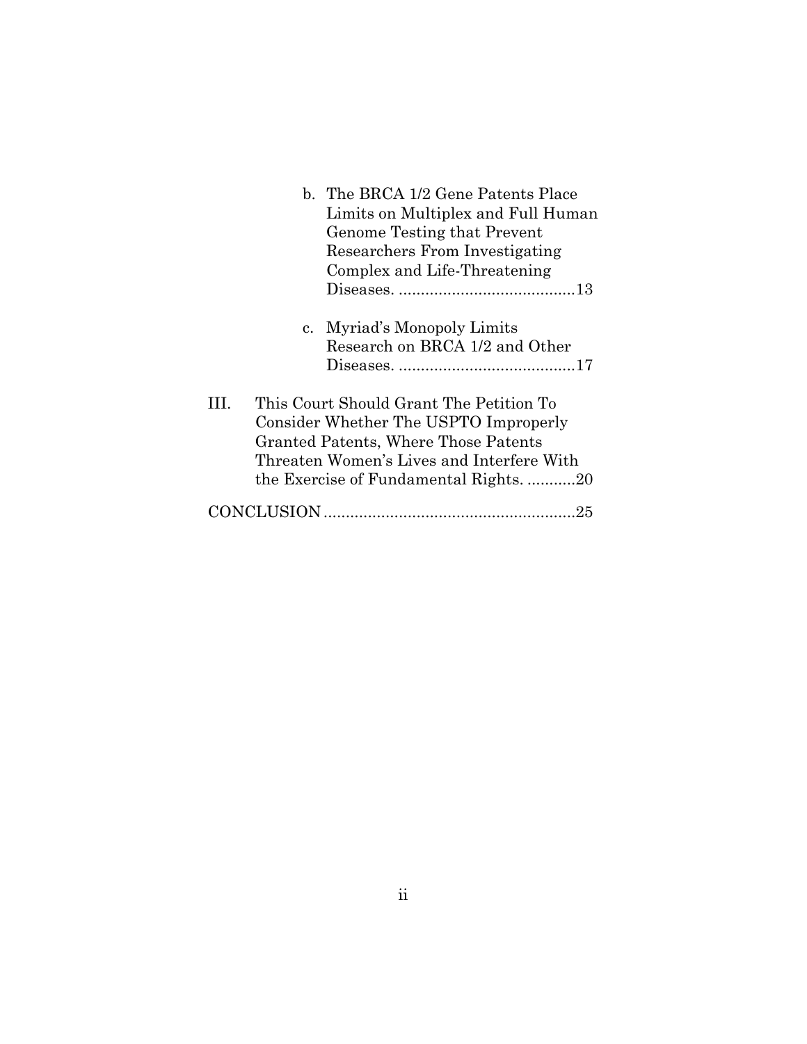b. The BRCA 1/2 Gene Patents Place Limits on Multiplex and Full Human Genome Testing that Prevent Researchers From Investigating Complex and Life-Threatening Diseases. ........................................13

c. Myriad's Monopoly Limits Research on BRCA 1/2 and Other Diseases. ........................................17

III. This Court Should Grant The Petition To Consider Whether The USPTO Improperly Granted Patents, Where Those Patents Threaten Women's Lives and Interfere With the Exercise of Fundamental Rights. ...........20

CONCLUSION.........................................................25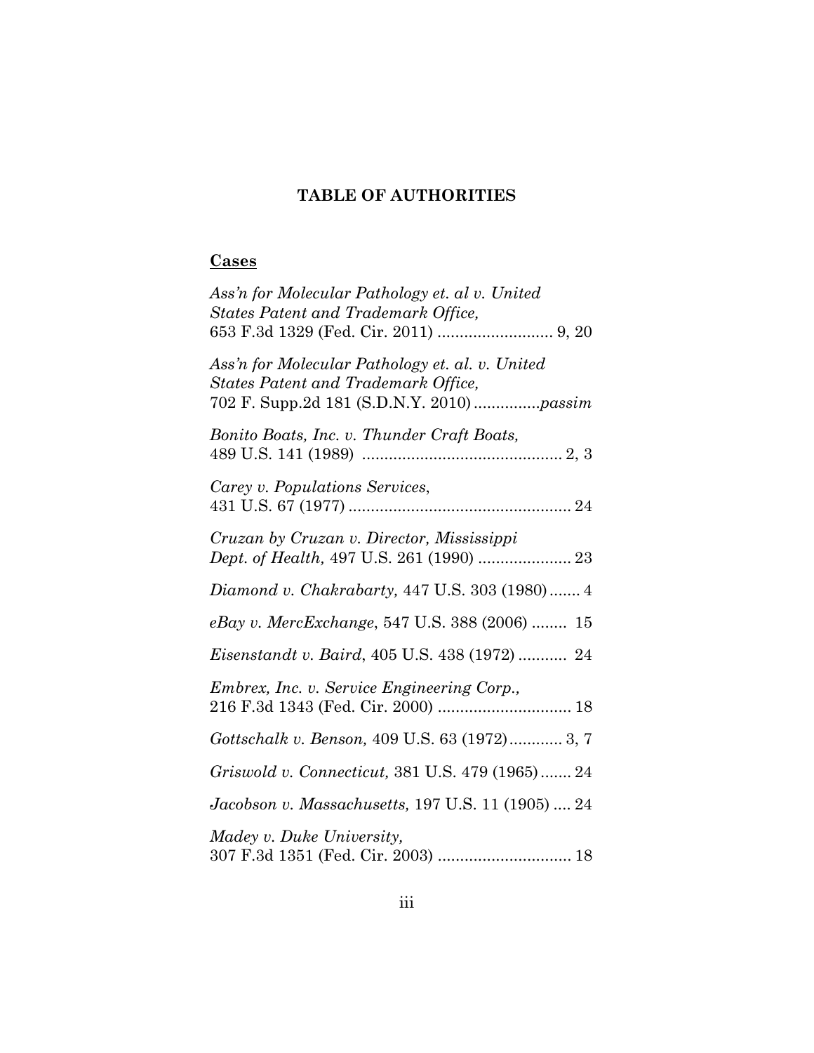## TABLE OF AUTHORITIES

### Cases

*Ass'n for Molecular Pathology et. al v. United States Patent and Trademark Office,* 653 F.3d 1329 (Fed. Cir. 2011) .......................... 9, 20

*Ass'n for Molecular Pathology et. al. v. United States Patent and Trademark Office,* 702 F. Supp.2d 181 (S.D.N.Y. 2010) ...............*passim*

*Bonito Boats, Inc. v. Thunder Craft Boats,* 489 U.S. 141 (1989) ............................................. 2, 3

*Carey v. Populations Services*, 431 U.S. 67 (1977) .................................................. 24

*Cruzan by Cruzan v. Director, Mississippi Dept. of Health,* 497 U.S. 261 (1990) ..................... 23

*Diamond v. Chakrabarty,* 447 U.S. 303 (1980) ....... 4

*eBay v. MercExchange*, 547 U.S. 388 (2006) ........ 15

*Eisenstandt v. Baird*, 405 U.S. 438 (1972) ........... 24

*Embrex, Inc. v. Service Engineering Corp.,* 216 F.3d 1343 (Fed. Cir. 2000) .............................. 18

*Gottschalk v. Benson,* 409 U.S. 63 (1972) ............ 3, 7

*Griswold v. Connecticut,* 381 U.S. 479 (1965) ....... 24

*Jacobson v. Massachusetts,* 197 U.S. 11 (1905) .... 24

*Madey v. Duke University,* 307 F.3d 1351 (Fed. Cir. 2003) .............................. 18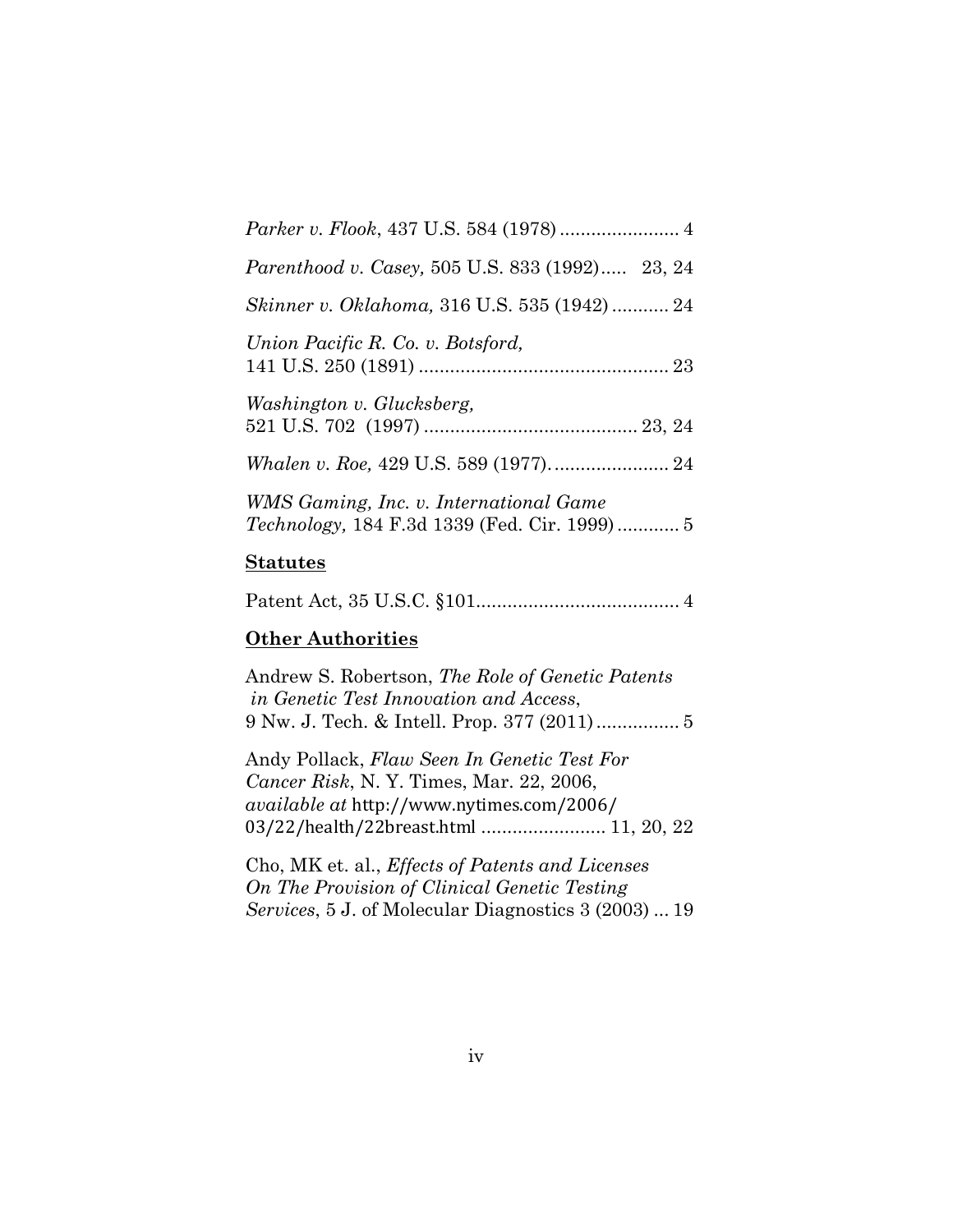*Parker v. Flook*, 437 U.S. 584 (1978) ....................... 4

*Parenthood v. Casey,* 505 U.S. 833 (1992)..... 23, 24

*Skinner v. Oklahoma,* 316 U.S. 535 (1942) ........... 24

*Union Pacific R. Co. v. Botsford,*
141 U.S. 250 (1891) ................................................ 23

*Washington v. Glucksberg,*
521 U.S. 702 (1997) ........................................ 23, 24

*Whalen v. Roe,* 429 U.S. 589 (1977)....................... 24

*WMS Gaming, Inc. v. International Game Technology,* 184 F.3d 1339 (Fed. Cir. 1999) ............ 5

**Statutes**

Patent Act, 35 U.S.C. §101....................................... 4

**Other Authorities**

Andrew S. Robertson, *The Role of Genetic Patents in Genetic Test Innovation and Access*,
9 Nw. J. Tech. & Intell. Prop. 377 (2011) ................ 5

Andy Pollack, *Flaw Seen In Genetic Test For Cancer Risk*, N. Y. Times, Mar. 22, 2006, *available at* http://www.nytimes.com/2006/03/22/health/22breast.html ........................ 11, 20, 22

Cho, MK et. al., *Effects of Patents and Licenses On The Provision of Clinical Genetic Testing Services*, 5 J. of Molecular Diagnostics 3 (2003) ... 19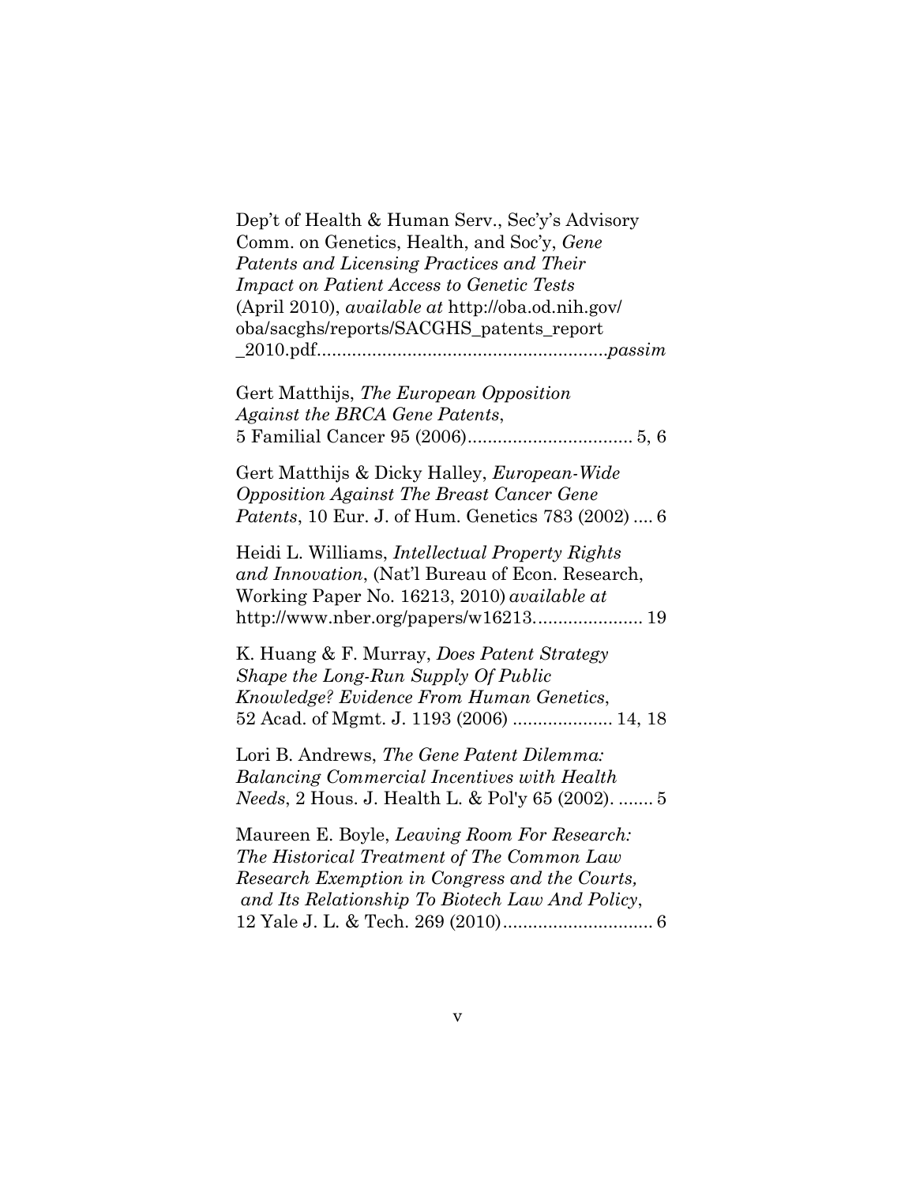Dep't of Health & Human Serv., Sec'y's Advisory Comm. on Genetics, Health, and Soc'y, *Gene Patents and Licensing Practices and Their Impact on Patient Access to Genetic Tests* (April 2010), *available at* http://oba.od.nih.gov/oba/sacghs/reports/SACGHS_patents_report_2010.pdf........................................................*passim*

Gert Matthijs, *The European Opposition Against the BRCA Gene Patents*, 5 Familial Cancer 95 (2006)................................. 5, 6

Gert Matthijs & Dicky Halley, *European-Wide Opposition Against The Breast Cancer Gene Patents*, 10 Eur. J. of Hum. Genetics 783 (2002) .... 6

Heidi L. Williams, *Intellectual Property Rights and Innovation*, (Nat'l Bureau of Econ. Research, Working Paper No. 16213, 2010) *available at* http://www.nber.org/papers/w16213..................... 19

K. Huang & F. Murray, *Does Patent Strategy Shape the Long-Run Supply Of Public Knowledge? Evidence From Human Genetics*, 52 Acad. of Mgmt. J. 1193 (2006) .................... 14, 18

Lori B. Andrews, *The Gene Patent Dilemma: Balancing Commercial Incentives with Health Needs*, 2 Hous. J. Health L. & Pol'y 65 (2002). ....... 5

Maureen E. Boyle, *Leaving Room For Research: The Historical Treatment of The Common Law Research Exemption in Congress and the Courts, and Its Relationship To Biotech Law And Policy*, 12 Yale J. L. & Tech. 269 (2010).............................. 6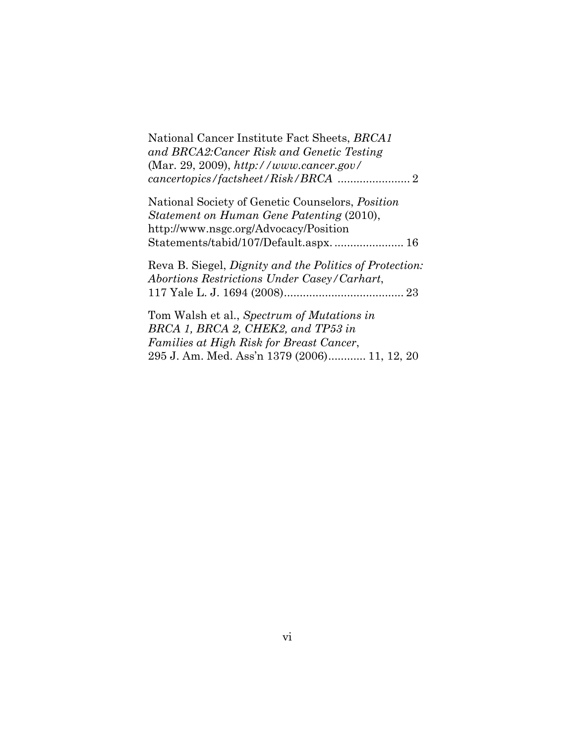National Cancer Institute Fact Sheets, *BRCA1 and BRCA2:Cancer Risk and Genetic Testing* (Mar. 29, 2009), *http://www.cancer.gov/cancertopics/factsheet/Risk/BRCA* ....................... 2

National Society of Genetic Counselors, *Position Statement on Human Gene Patenting* (2010), http://www.nsgc.org/Advocacy/Position Statements/tabid/107/Default.aspx. ...................... 16

Reva B. Siegel, *Dignity and the Politics of Protection: Abortions Restrictions Under Casey/Carhart*, 117 Yale L. J. 1694 (2008)...................................... 23

Tom Walsh et al., *Spectrum of Mutations in BRCA 1, BRCA 2, CHEK2, and TP53 in Families at High Risk for Breast Cancer*, 295 J. Am. Med. Ass'n 1379 (2006)............ 11, 12, 20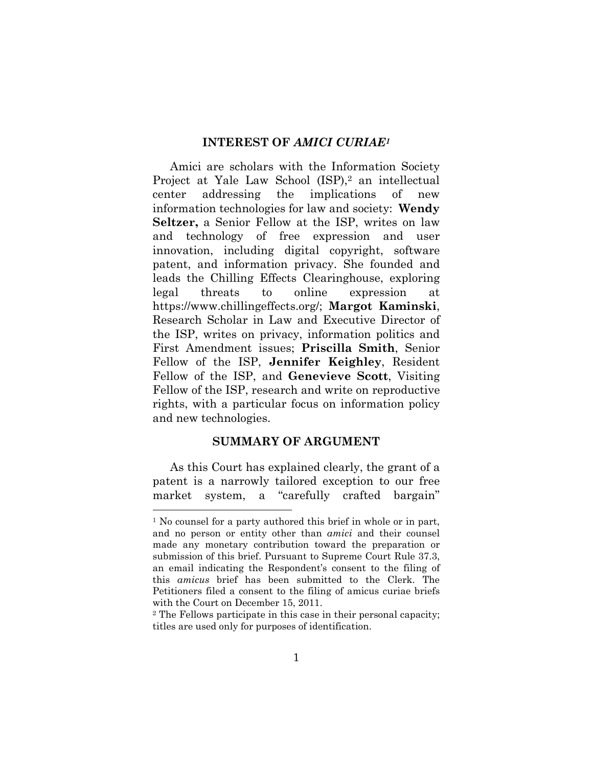## INTEREST OF *AMICI CURIAE*[1]

Amici are scholars with the Information Society Project at Yale Law School (ISP),[2] an intellectual center addressing the implications of new information technologies for law and society: **Wendy Seltzer,** a Senior Fellow at the ISP, writes on law and technology of free expression and user innovation, including digital copyright, software patent, and information privacy. She founded and leads the Chilling Effects Clearinghouse, exploring legal threats to online expression at https://www.chillingeffects.org/; **Margot Kaminski**, Research Scholar in Law and Executive Director of the ISP, writes on privacy, information politics and First Amendment issues; **Priscilla Smith**, Senior Fellow of the ISP, **Jennifer Keighley**, Resident Fellow of the ISP, and **Genevieve Scott**, Visiting Fellow of the ISP, research and write on reproductive rights, with a particular focus on information policy and new technologies.

## SUMMARY OF ARGUMENT

As this Court has explained clearly, the grant of a patent is a narrowly tailored exception to our free market system, a "carefully crafted bargain"

---

[1] No counsel for a party authored this brief in whole or in part, and no person or entity other than *amici* and their counsel made any monetary contribution toward the preparation or submission of this brief. Pursuant to Supreme Court Rule 37.3, an email indicating the Respondent's consent to the filing of this *amicus* brief has been submitted to the Clerk. The Petitioners filed a consent to the filing of amicus curiae briefs with the Court on December 15, 2011.

[2] The Fellows participate in this case in their personal capacity; titles are used only for purposes of identification.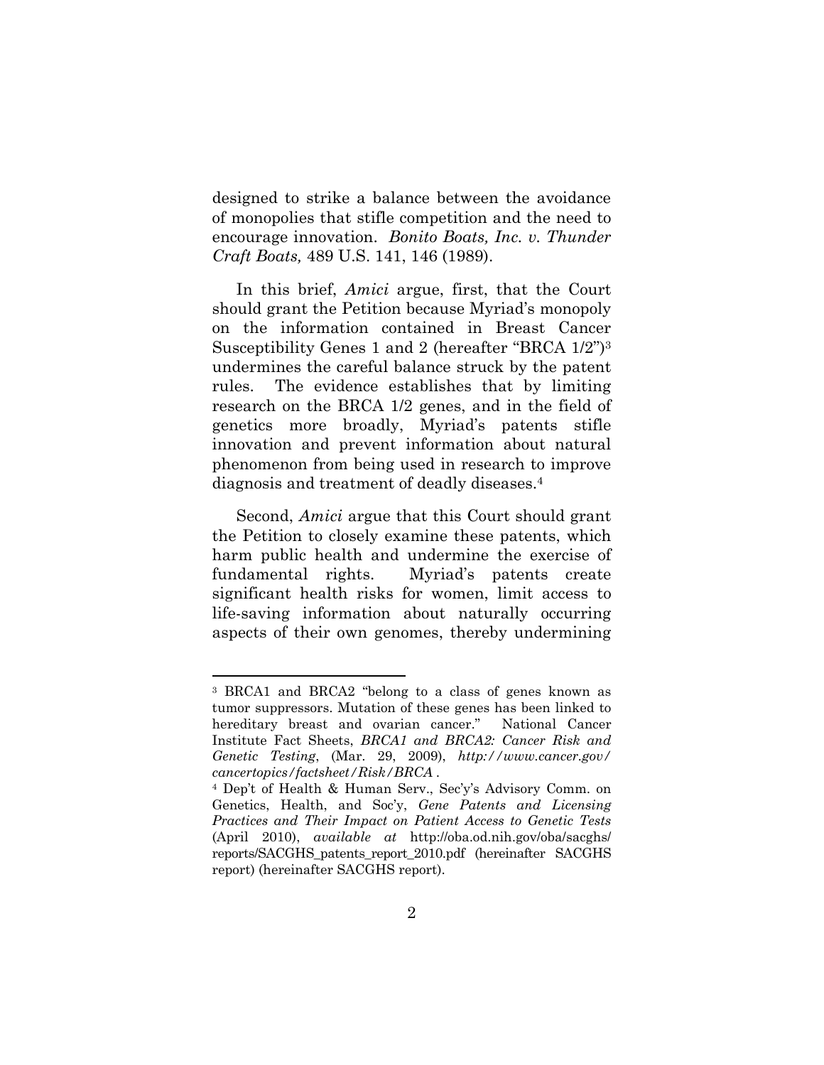designed to strike a balance between the avoidance of monopolies that stifle competition and the need to encourage innovation. *Bonito Boats, Inc. v. Thunder Craft Boats,* 489 U.S. 141, 146 (1989).

In this brief, *Amici* argue, first, that the Court should grant the Petition because Myriad's monopoly on the information contained in Breast Cancer Susceptibility Genes 1 and 2 (hereafter "BRCA 1/2")[3] undermines the careful balance struck by the patent rules. The evidence establishes that by limiting research on the BRCA 1/2 genes, and in the field of genetics more broadly, Myriad's patents stifle innovation and prevent information about natural phenomenon from being used in research to improve diagnosis and treatment of deadly diseases.[4]

Second, *Amici* argue that this Court should grant the Petition to closely examine these patents, which harm public health and undermine the exercise of fundamental rights. Myriad's patents create significant health risks for women, limit access to life-saving information about naturally occurring aspects of their own genomes, thereby undermining

---

[3] BRCA1 and BRCA2 "belong to a class of genes known as tumor suppressors. Mutation of these genes has been linked to hereditary breast and ovarian cancer." National Cancer Institute Fact Sheets, *BRCA1 and BRCA2: Cancer Risk and Genetic Testing*, (Mar. 29, 2009), *http://www.cancer.gov/cancertopics/factsheet/Risk/BRCA* .

[4] Dep't of Health & Human Serv., Sec'y's Advisory Comm. on Genetics, Health, and Soc'y, *Gene Patents and Licensing Practices and Their Impact on Patient Access to Genetic Tests* (April 2010), *available at* http://oba.od.nih.gov/oba/sacghs/reports/SACGHS_patents_report_2010.pdf (hereinafter SACGHS report) (hereinafter SACGHS report).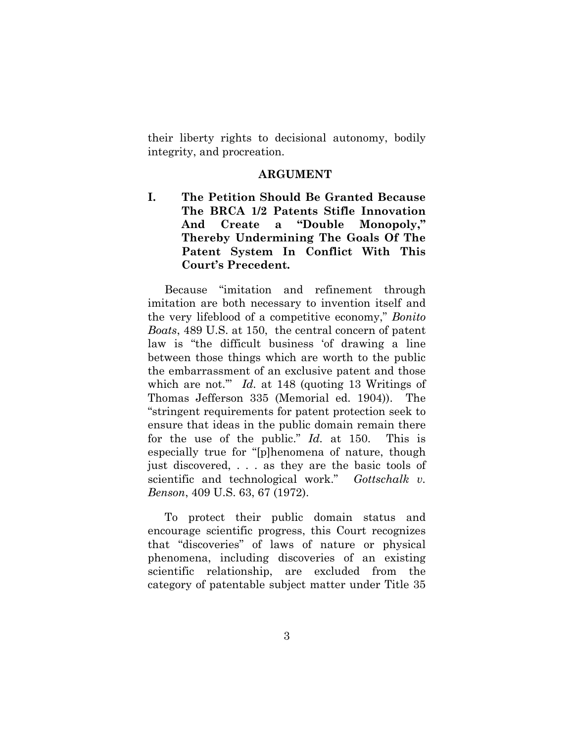their liberty rights to decisional autonomy, bodily integrity, and procreation.

## ARGUMENT

### I. The Petition Should Be Granted Because The BRCA 1/2 Patents Stifle Innovation And Create a "Double Monopoly," Thereby Undermining The Goals Of The Patent System In Conflict With This Court's Precedent.

Because "imitation and refinement through imitation are both necessary to invention itself and the very lifeblood of a competitive economy," *Bonito Boats*, 489 U.S. at 150, the central concern of patent law is "the difficult business 'of drawing a line between those things which are worth to the public the embarrassment of an exclusive patent and those which are not.'" *Id.* at 148 (quoting 13 Writings of Thomas Jefferson 335 (Memorial ed. 1904)). The "stringent requirements for patent protection seek to ensure that ideas in the public domain remain there for the use of the public." *Id.* at 150. This is especially true for "[p]henomena of nature, though just discovered, . . . as they are the basic tools of scientific and technological work." *Gottschalk v. Benson*, 409 U.S. 63, 67 (1972).

To protect their public domain status and encourage scientific progress, this Court recognizes that "discoveries" of laws of nature or physical phenomena, including discoveries of an existing scientific relationship, are excluded from the category of patentable subject matter under Title 35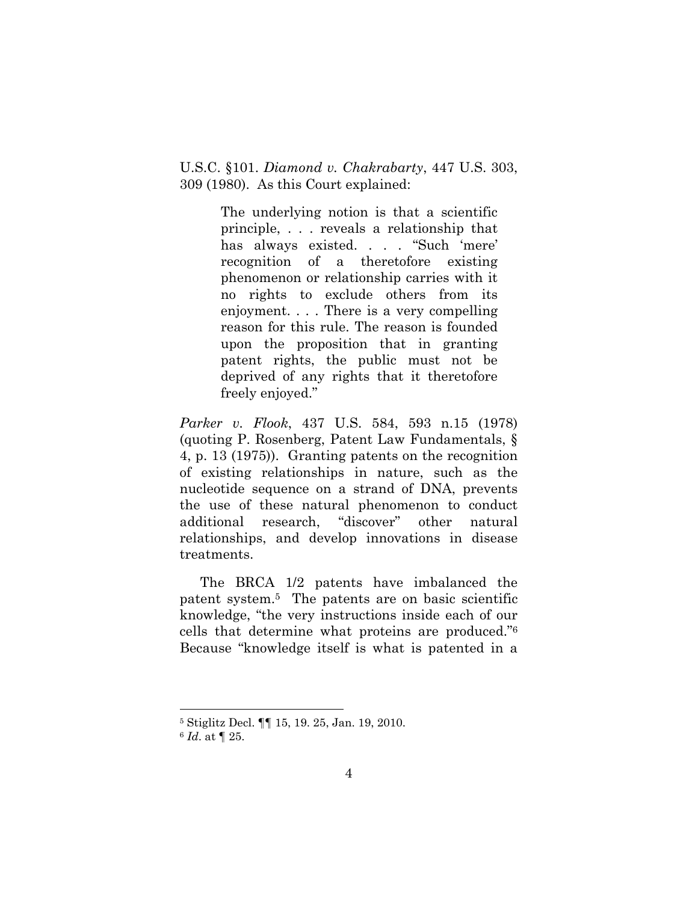U.S.C. §101. *Diamond v. Chakrabarty*, 447 U.S. 303, 309 (1980). As this Court explained:

> The underlying notion is that a scientific principle, . . . reveals a relationship that has always existed. . . . "Such 'mere' recognition of a theretofore existing phenomenon or relationship carries with it no rights to exclude others from its enjoyment. . . . There is a very compelling reason for this rule. The reason is founded upon the proposition that in granting patent rights, the public must not be deprived of any rights that it theretofore freely enjoyed."

*Parker v. Flook*, 437 U.S. 584, 593 n.15 (1978) (quoting P. Rosenberg, Patent Law Fundamentals, § 4, p. 13 (1975)). Granting patents on the recognition of existing relationships in nature, such as the nucleotide sequence on a strand of DNA, prevents the use of these natural phenomenon to conduct additional research, "discover" other natural relationships, and develop innovations in disease treatments.

The BRCA 1/2 patents have imbalanced the patent system.[5] The patents are on basic scientific knowledge, "the very instructions inside each of our cells that determine what proteins are produced."[6] Because "knowledge itself is what is patented in a

---

[5] Stiglitz Decl. ¶¶ 15, 19. 25, Jan. 19, 2010.

[6] *Id*. at ¶ 25.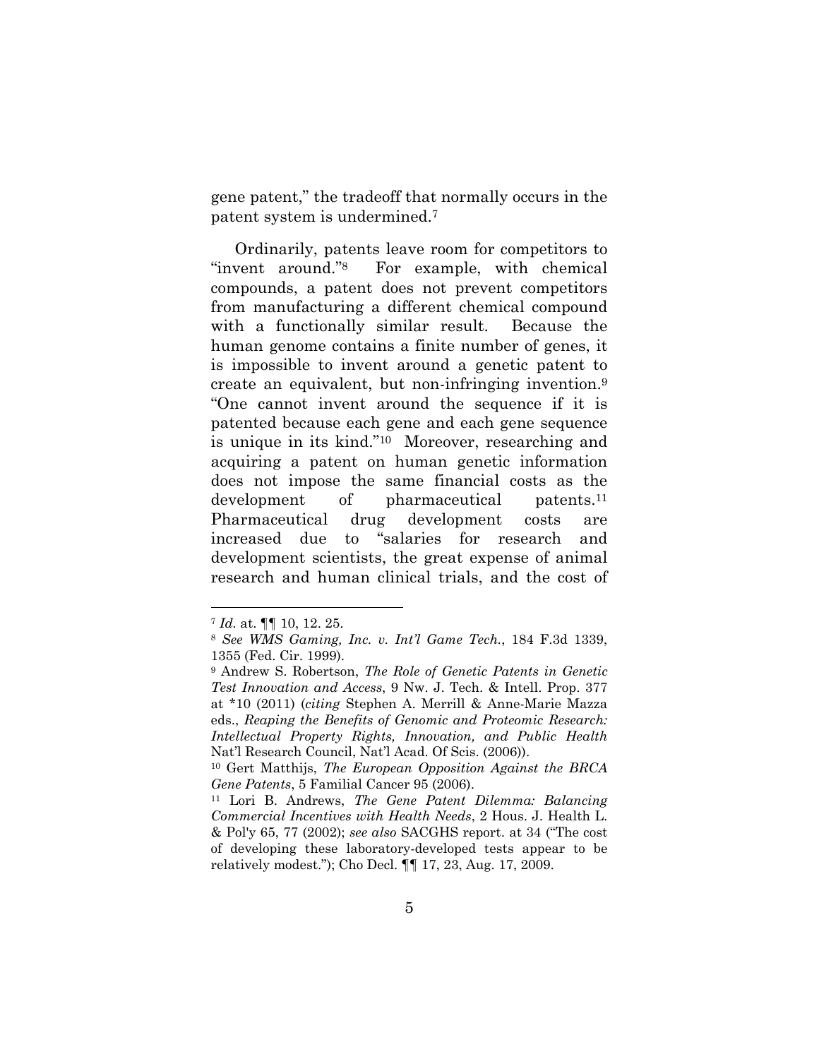gene patent," the tradeoff that normally occurs in the patent system is undermined.[7]

Ordinarily, patents leave room for competitors to "invent around."[8] For example, with chemical compounds, a patent does not prevent competitors from manufacturing a different chemical compound with a functionally similar result. Because the human genome contains a finite number of genes, it is impossible to invent around a genetic patent to create an equivalent, but non-infringing invention.[9] "One cannot invent around the sequence if it is patented because each gene and each gene sequence is unique in its kind."[10] Moreover, researching and acquiring a patent on human genetic information does not impose the same financial costs as the development of pharmaceutical patents.[11] Pharmaceutical drug development costs are increased due to "salaries for research and development scientists, the great expense of animal research and human clinical trials, and the cost of

---

[7] *Id.* at. ¶¶ 10, 12. 25.

[8] *See WMS Gaming, Inc. v. Int'l Game Tech.*, 184 F.3d 1339, 1355 (Fed. Cir. 1999).

[9] Andrew S. Robertson, *The Role of Genetic Patents in Genetic Test Innovation and Access*, 9 Nw. J. Tech. & Intell. Prop. 377 at *10 (2011) (*citing* Stephen A. Merrill & Anne-Marie Mazza eds., *Reaping the Benefits of Genomic and Proteomic Research: Intellectual Property Rights, Innovation, and Public Health* Nat'l Research Council, Nat'l Acad. Of Scis. (2006)).

[10] Gert Matthijs, *The European Opposition Against the BRCA Gene Patents*, 5 Familial Cancer 95 (2006).

[11] Lori B. Andrews, *The Gene Patent Dilemma: Balancing Commercial Incentives with Health Needs*, 2 Hous. J. Health L. & Pol'y 65, 77 (2002); *see also* SACGHS report. at 34 ("The cost of developing these laboratory-developed tests appear to be relatively modest."); Cho Decl. ¶¶ 17, 23, Aug. 17, 2009.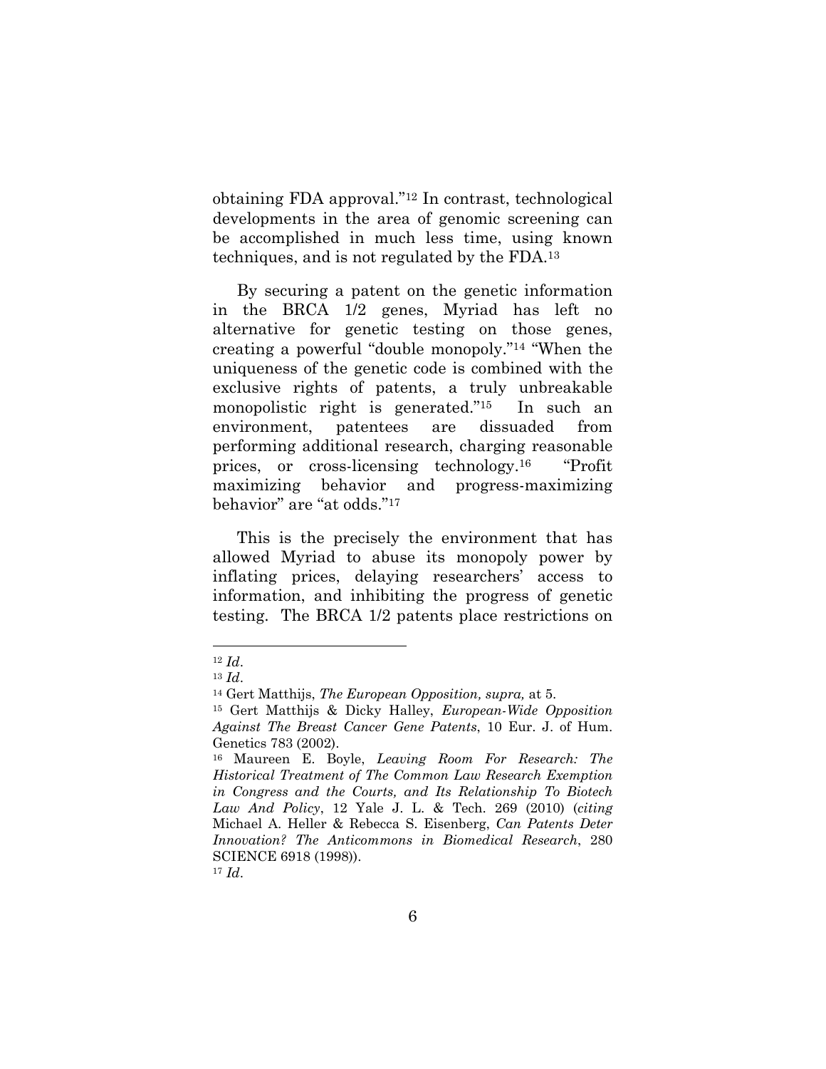obtaining FDA approval."[12] In contrast, technological developments in the area of genomic screening can be accomplished in much less time, using known techniques, and is not regulated by the FDA.[13]

By securing a patent on the genetic information in the BRCA 1/2 genes, Myriad has left no alternative for genetic testing on those genes, creating a powerful "double monopoly."[14] "When the uniqueness of the genetic code is combined with the exclusive rights of patents, a truly unbreakable monopolistic right is generated."[15] In such an environment, patentees are dissuaded from performing additional research, charging reasonable prices, or cross-licensing technology.[16] "Profit maximizing behavior and progress-maximizing behavior" are "at odds."[17]

This is the precisely the environment that has allowed Myriad to abuse its monopoly power by inflating prices, delaying researchers' access to information, and inhibiting the progress of genetic testing. The BRCA 1/2 patents place restrictions on

---

[12] *Id*.

[13] *Id*.

[14] Gert Matthijs, *The European Opposition, supra,* at 5.

[15] Gert Matthijs & Dicky Halley, *European-Wide Opposition Against The Breast Cancer Gene Patents*, 10 Eur. J. of Hum. Genetics 783 (2002).

[16] Maureen E. Boyle, *Leaving Room For Research: The Historical Treatment of The Common Law Research Exemption in Congress and the Courts, and Its Relationship To Biotech Law And Policy*, 12 Yale J. L. & Tech. 269 (2010) (*citing* Michael A. Heller & Rebecca S. Eisenberg, *Can Patents Deter Innovation? The Anticommons in Biomedical Research*, 280 SCIENCE 6918 (1998)).

[17] *Id*.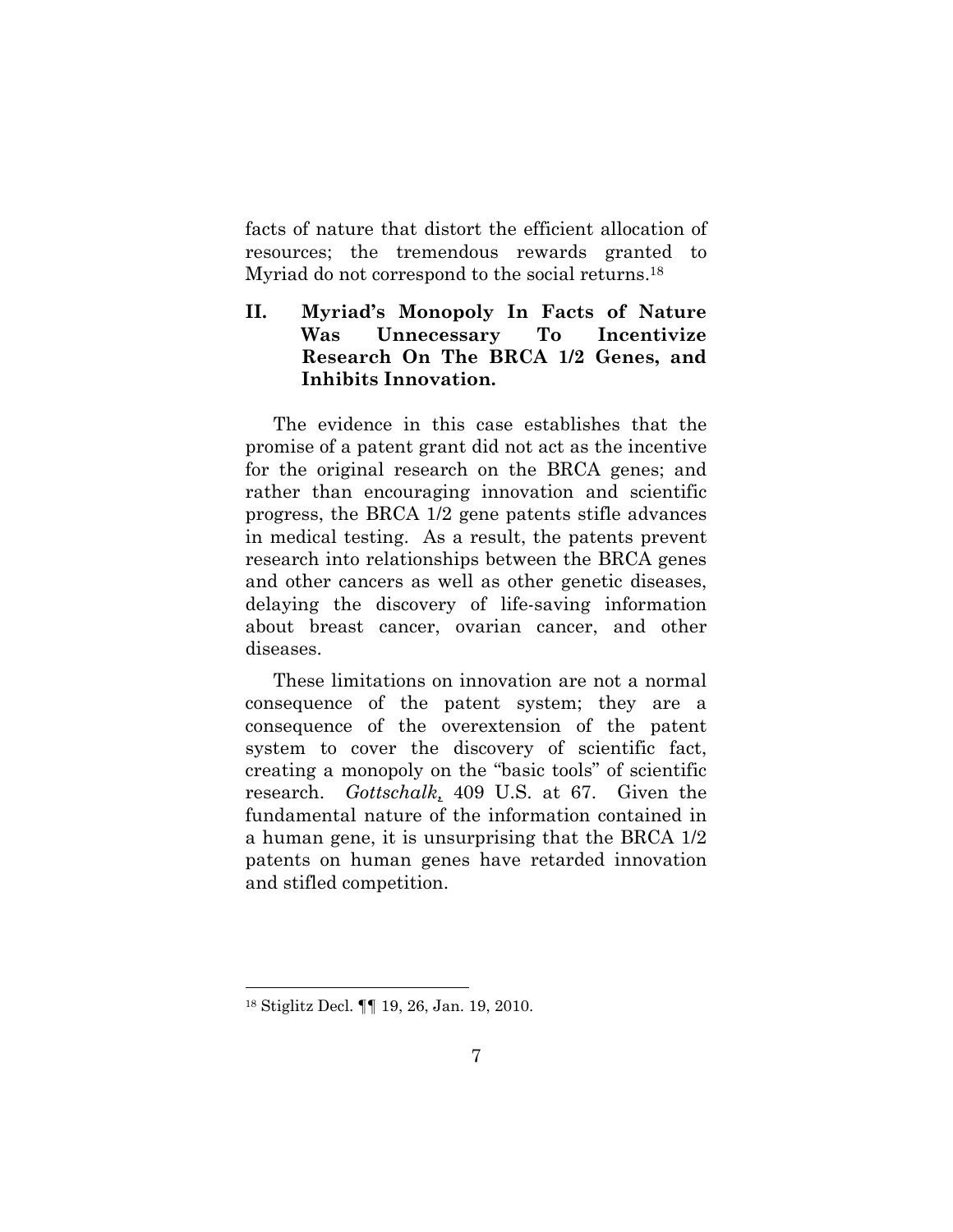facts of nature that distort the efficient allocation of resources; the tremendous rewards granted to Myriad do not correspond to the social returns.[18]

## II. Myriad's Monopoly In Facts of Nature Was Unnecessary To Incentivize Research On The BRCA 1/2 Genes, and Inhibits Innovation.

The evidence in this case establishes that the promise of a patent grant did not act as the incentive for the original research on the BRCA genes; and rather than encouraging innovation and scientific progress, the BRCA 1/2 gene patents stifle advances in medical testing. As a result, the patents prevent research into relationships between the BRCA genes and other cancers as well as other genetic diseases, delaying the discovery of life-saving information about breast cancer, ovarian cancer, and other diseases.

These limitations on innovation are not a normal consequence of the patent system; they are a consequence of the overextension of the patent system to cover the discovery of scientific fact, creating a monopoly on the "basic tools" of scientific research. *Gottschalk*, 409 U.S. at 67. Given the fundamental nature of the information contained in a human gene, it is unsurprising that the BRCA 1/2 patents on human genes have retarded innovation and stifled competition.

---

[18] Stiglitz Decl. ¶¶ 19, 26, Jan. 19, 2010.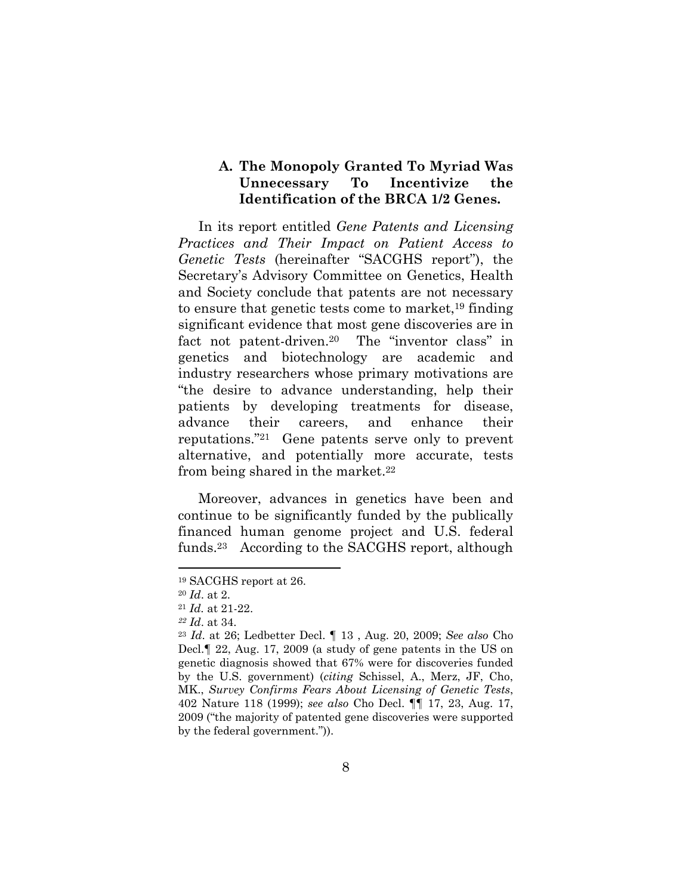### A. The Monopoly Granted To Myriad Was Unnecessary To Incentivize the Identification of the BRCA 1/2 Genes.

In its report entitled *Gene Patents and Licensing Practices and Their Impact on Patient Access to Genetic Tests* (hereinafter "SACGHS report"), the Secretary's Advisory Committee on Genetics, Health and Society conclude that patents are not necessary to ensure that genetic tests come to market,[19] finding significant evidence that most gene discoveries are in fact not patent-driven.[20] The "inventor class" in genetics and biotechnology are academic and industry researchers whose primary motivations are "the desire to advance understanding, help their patients by developing treatments for disease, advance their careers, and enhance their reputations."[21] Gene patents serve only to prevent alternative, and potentially more accurate, tests from being shared in the market.[22]

Moreover, advances in genetics have been and continue to be significantly funded by the publically financed human genome project and U.S. federal funds.[23] According to the SACGHS report, although

---

[19] SACGHS report at 26.

[20] *Id*. at 2.

[21] *Id*. at 21-22.

[22] *Id*. at 34.

[23] *Id*. at 26; Ledbetter Decl. ¶ 13 , Aug. 20, 2009; *See also* Cho Decl.¶ 22, Aug. 17, 2009 (a study of gene patents in the US on genetic diagnosis showed that 67% were for discoveries funded by the U.S. government) (*citing* Schissel, A., Merz, JF, Cho, MK., *Survey Confirms Fears About Licensing of Genetic Tests*, 402 Nature 118 (1999); *see also* Cho Decl. ¶¶ 17, 23, Aug. 17, 2009 ("the majority of patented gene discoveries were supported by the federal government.")).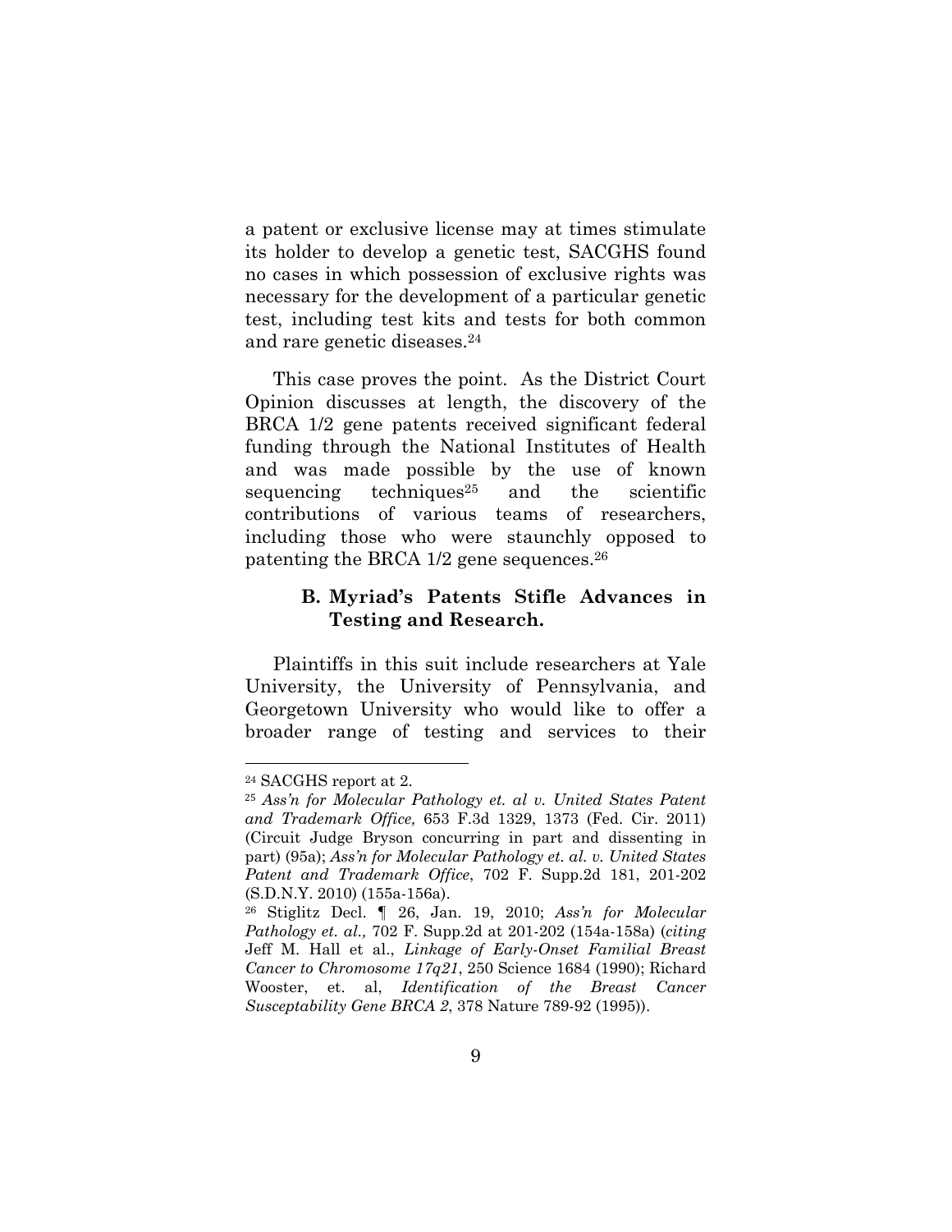a patent or exclusive license may at times stimulate its holder to develop a genetic test, SACGHS found no cases in which possession of exclusive rights was necessary for the development of a particular genetic test, including test kits and tests for both common and rare genetic diseases.[24]

This case proves the point. As the District Court Opinion discusses at length, the discovery of the BRCA 1/2 gene patents received significant federal funding through the National Institutes of Health and was made possible by the use of known sequencing techniques[25] and the scientific contributions of various teams of researchers, including those who were staunchly opposed to patenting the BRCA 1/2 gene sequences.[26]

### B. Myriad's Patents Stifle Advances in Testing and Research.

Plaintiffs in this suit include researchers at Yale University, the University of Pennsylvania, and Georgetown University who would like to offer a broader range of testing and services to their

---

[24] SACGHS report at 2.

[25] *Ass'n for Molecular Pathology et. al v. United States Patent and Trademark Office,* 653 F.3d 1329, 1373 (Fed. Cir. 2011) (Circuit Judge Bryson concurring in part and dissenting in part) (95a); *Ass'n for Molecular Pathology et. al. v. United States Patent and Trademark Office*, 702 F. Supp.2d 181, 201-202 (S.D.N.Y. 2010) (155a-156a).

[26] Stiglitz Decl. ¶ 26, Jan. 19, 2010; *Ass'n for Molecular Pathology et. al.,* 702 F. Supp.2d at 201-202 (154a-158a) (*citing* Jeff M. Hall et al., *Linkage of Early-Onset Familial Breast Cancer to Chromosome 17q21*, 250 Science 1684 (1990); Richard Wooster, et. al, *Identification of the Breast Cancer Susceptability Gene BRCA 2*, 378 Nature 789-92 (1995)).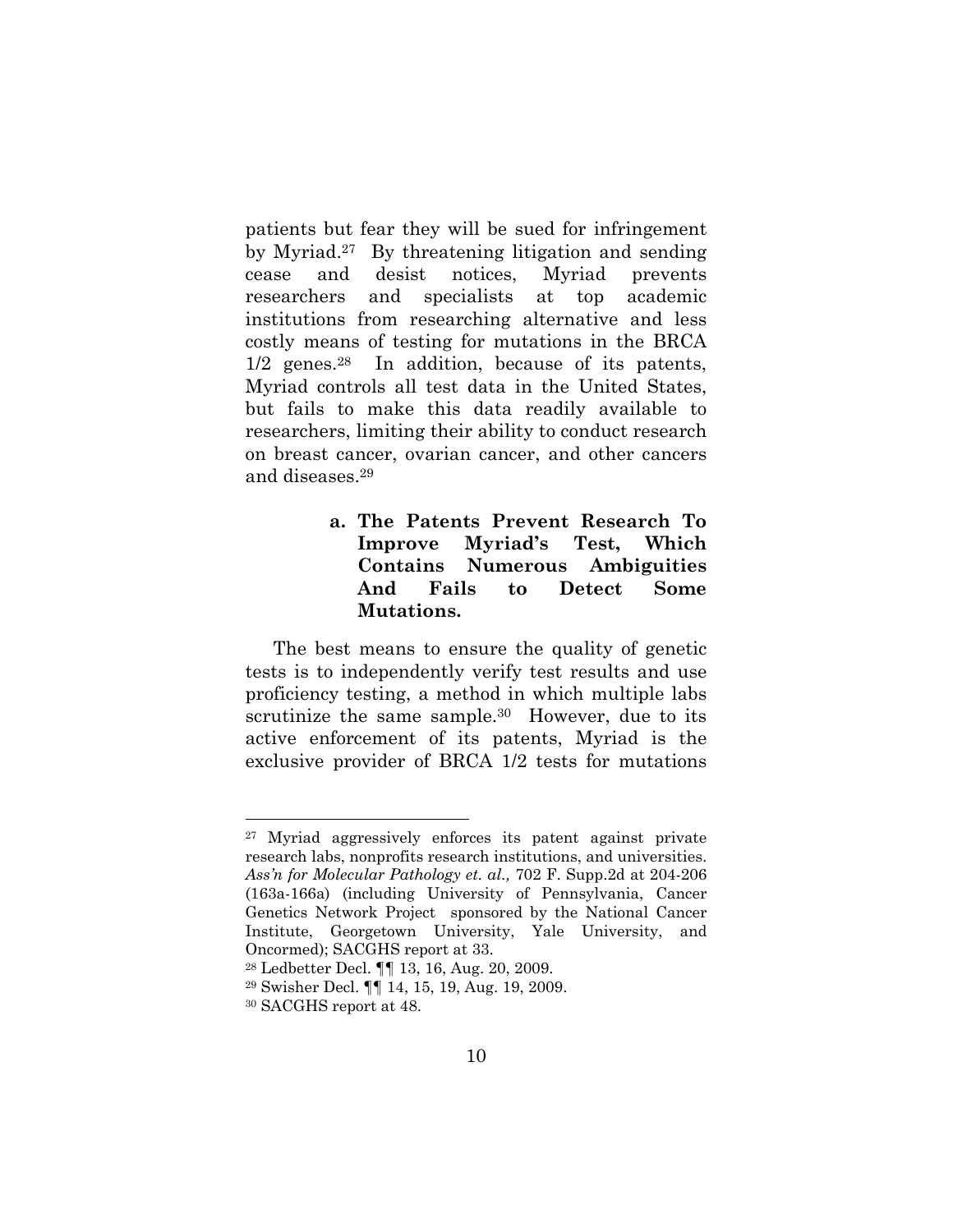patients but fear they will be sued for infringement by Myriad.[27] By threatening litigation and sending cease and desist notices, Myriad prevents researchers and specialists at top academic institutions from researching alternative and less costly means of testing for mutations in the BRCA 1/2 genes.[28] In addition, because of its patents, Myriad controls all test data in the United States, but fails to make this data readily available to researchers, limiting their ability to conduct research on breast cancer, ovarian cancer, and other cancers and diseases.[29]

**a. The Patents Prevent Research To Improve Myriad's Test, Which Contains Numerous Ambiguities And Fails to Detect Some Mutations.**

The best means to ensure the quality of genetic tests is to independently verify test results and use proficiency testing, a method in which multiple labs scrutinize the same sample.[30] However, due to its active enforcement of its patents, Myriad is the exclusive provider of BRCA 1/2 tests for mutations

---

[27] Myriad aggressively enforces its patent against private research labs, nonprofits research institutions, and universities. *Ass'n for Molecular Pathology et. al.,* 702 F. Supp.2d at 204-206 (163a-166a) (including University of Pennsylvania, Cancer Genetics Network Project sponsored by the National Cancer Institute, Georgetown University, Yale University, and Oncormed); SACGHS report at 33.

[28] Ledbetter Decl. ¶¶ 13, 16, Aug. 20, 2009.

[29] Swisher Decl. ¶¶ 14, 15, 19, Aug. 19, 2009.

[30] SACGHS report at 48.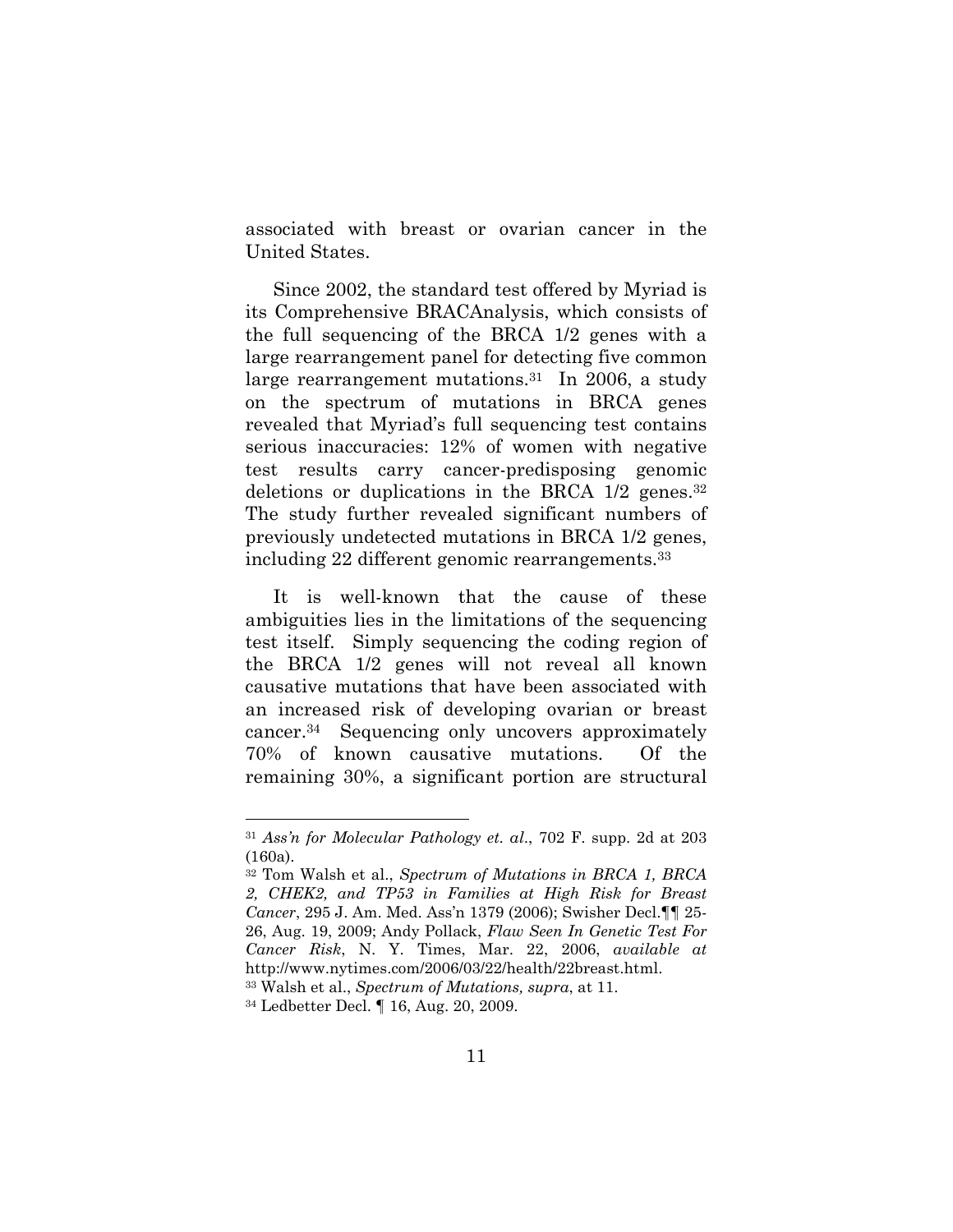associated with breast or ovarian cancer in the United States.

Since 2002, the standard test offered by Myriad is its Comprehensive BRACAnalysis, which consists of the full sequencing of the BRCA 1/2 genes with a large rearrangement panel for detecting five common large rearrangement mutations.[31] In 2006, a study on the spectrum of mutations in BRCA genes revealed that Myriad's full sequencing test contains serious inaccuracies: 12% of women with negative test results carry cancer-predisposing genomic deletions or duplications in the BRCA 1/2 genes.[32] The study further revealed significant numbers of previously undetected mutations in BRCA 1/2 genes, including 22 different genomic rearrangements.[33]

It is well-known that the cause of these ambiguities lies in the limitations of the sequencing test itself. Simply sequencing the coding region of the BRCA 1/2 genes will not reveal all known causative mutations that have been associated with an increased risk of developing ovarian or breast cancer.[34] Sequencing only uncovers approximately 70% of known causative mutations. Of the remaining 30%, a significant portion are structural

---

[31] *Ass'n for Molecular Pathology et. al*., 702 F. supp. 2d at 203 (160a).

[32] Tom Walsh et al., *Spectrum of Mutations in BRCA 1, BRCA 2, CHEK2, and TP53 in Families at High Risk for Breast Cancer*, 295 J. Am. Med. Ass'n 1379 (2006); Swisher Decl.¶¶ 25-26, Aug. 19, 2009; Andy Pollack, *Flaw Seen In Genetic Test For Cancer Risk*, N. Y. Times, Mar. 22, 2006, *available at* http://www.nytimes.com/2006/03/22/health/22breast.html.

[33] Walsh et al., *Spectrum of Mutations, supra*, at 11.

[34] Ledbetter Decl. ¶ 16, Aug. 20, 2009.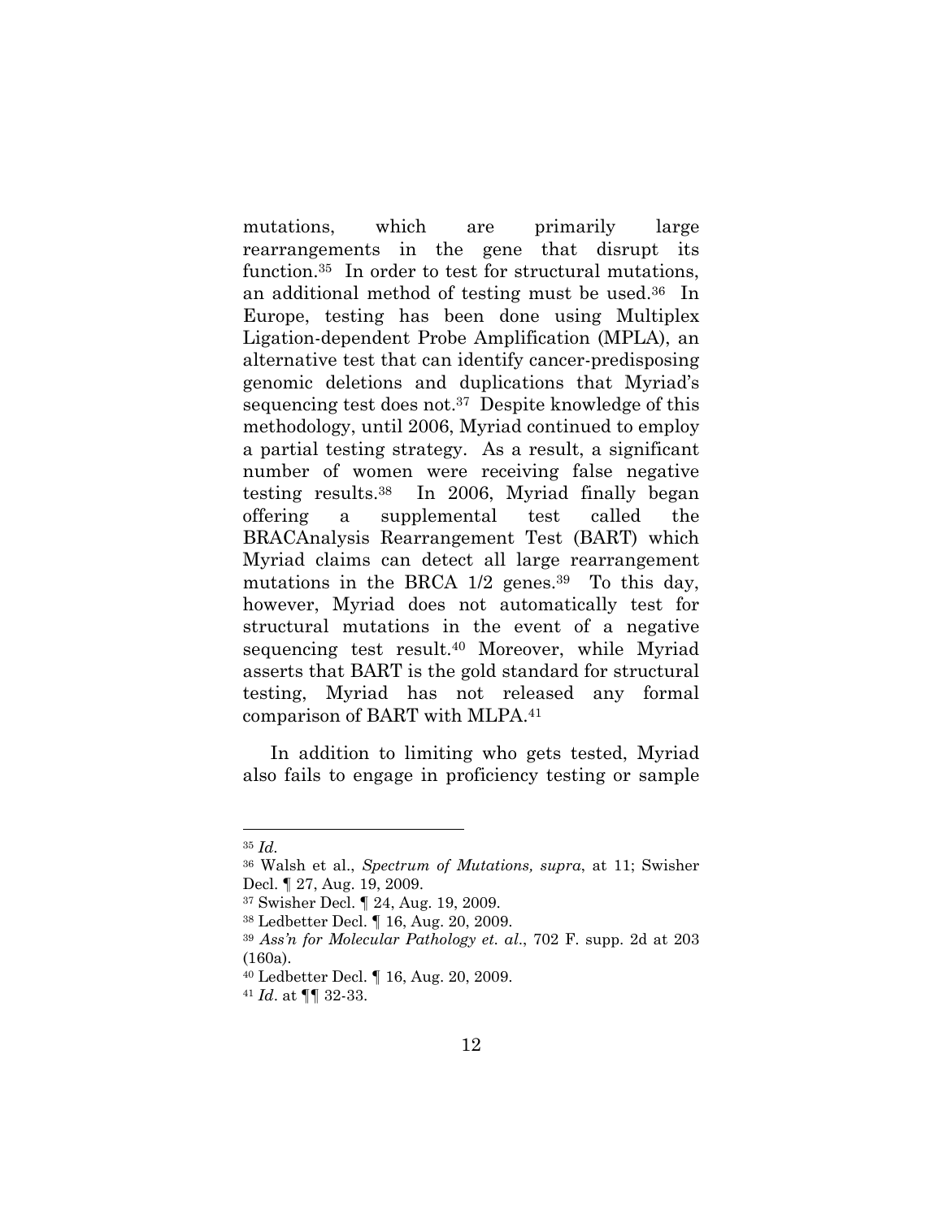mutations, which are primarily large rearrangements in the gene that disrupt its function.[35] In order to test for structural mutations, an additional method of testing must be used.[36] In Europe, testing has been done using Multiplex Ligation-dependent Probe Amplification (MPLA), an alternative test that can identify cancer-predisposing genomic deletions and duplications that Myriad's sequencing test does not.[37] Despite knowledge of this methodology, until 2006, Myriad continued to employ a partial testing strategy. As a result, a significant number of women were receiving false negative testing results.[38] In 2006, Myriad finally began offering a supplemental test called the BRACAnalysis Rearrangement Test (BART) which Myriad claims can detect all large rearrangement mutations in the BRCA 1/2 genes.[39] To this day, however, Myriad does not automatically test for structural mutations in the event of a negative sequencing test result.[40] Moreover, while Myriad asserts that BART is the gold standard for structural testing, Myriad has not released any formal comparison of BART with MLPA.[41]

In addition to limiting who gets tested, Myriad also fails to engage in proficiency testing or sample

---

[35] *Id.*

[36] Walsh et al., *Spectrum of Mutations, supra*, at 11; Swisher Decl. ¶ 27, Aug. 19, 2009.

[37] Swisher Decl. ¶ 24, Aug. 19, 2009.

[38] Ledbetter Decl. ¶ 16, Aug. 20, 2009.

[39] *Ass'n for Molecular Pathology et. al*., 702 F. supp. 2d at 203 (160a).

[40] Ledbetter Decl. ¶ 16, Aug. 20, 2009.

[41] *Id*. at ¶¶ 32-33.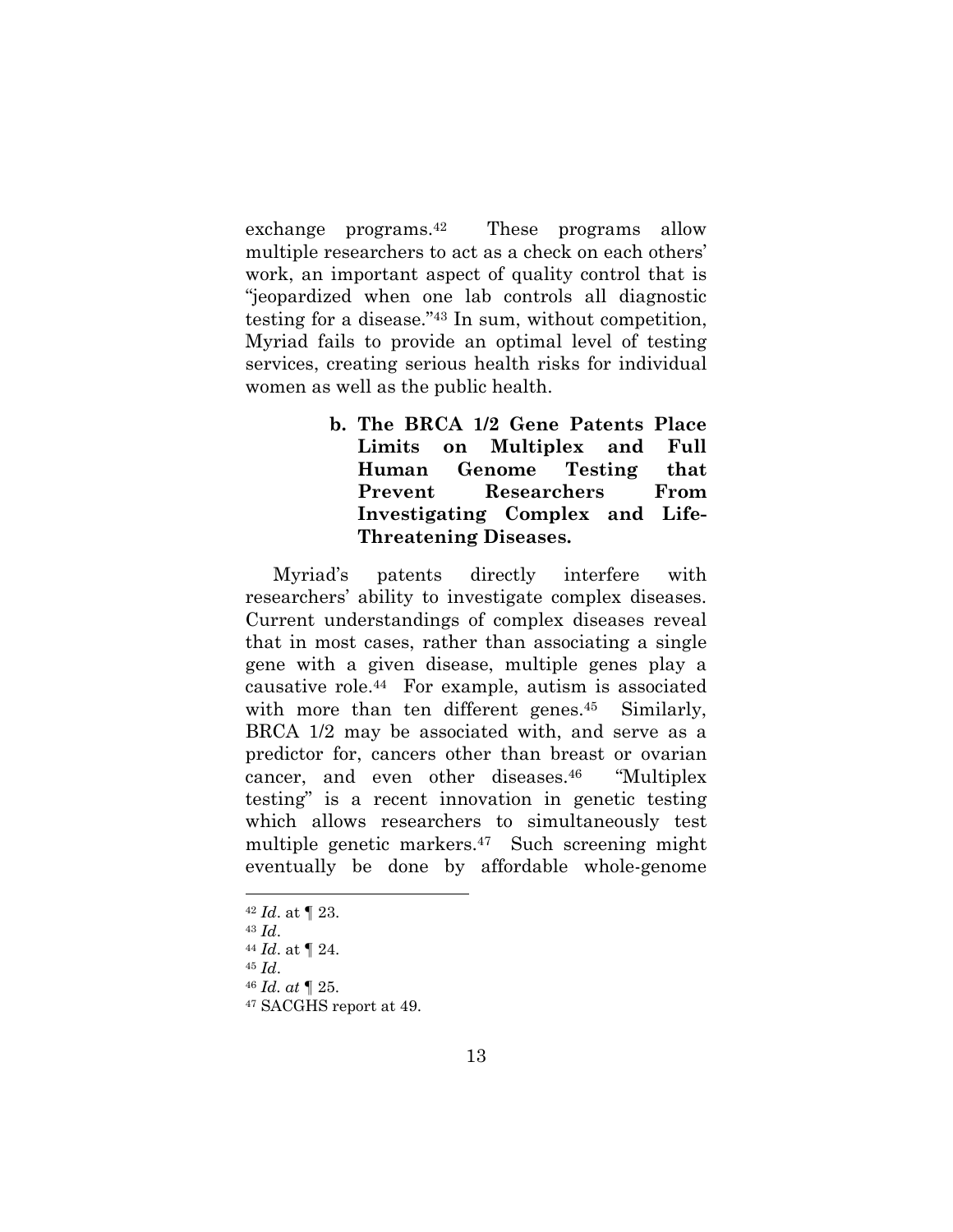exchange programs.[42] These programs allow multiple researchers to act as a check on each others' work, an important aspect of quality control that is "jeopardized when one lab controls all diagnostic testing for a disease."[43] In sum, without competition, Myriad fails to provide an optimal level of testing services, creating serious health risks for individual women as well as the public health.

**b. The BRCA 1/2 Gene Patents Place Limits on Multiplex and Full Human Genome Testing that Prevent Researchers From Investigating Complex and Life-Threatening Diseases.**

Myriad's patents directly interfere with researchers' ability to investigate complex diseases. Current understandings of complex diseases reveal that in most cases, rather than associating a single gene with a given disease, multiple genes play a causative role.[44] For example, autism is associated with more than ten different genes.[45] Similarly, BRCA 1/2 may be associated with, and serve as a predictor for, cancers other than breast or ovarian cancer, and even other diseases.[46] "Multiplex testing" is a recent innovation in genetic testing which allows researchers to simultaneously test multiple genetic markers.[47] Such screening might eventually be done by affordable whole-genome

---

[42] *Id*. at ¶ 23.

[43] *Id*.

[44] *Id*. at ¶ 24.

[45] *Id*.

[46] *Id. at* ¶ 25.

[47] SACGHS report at 49.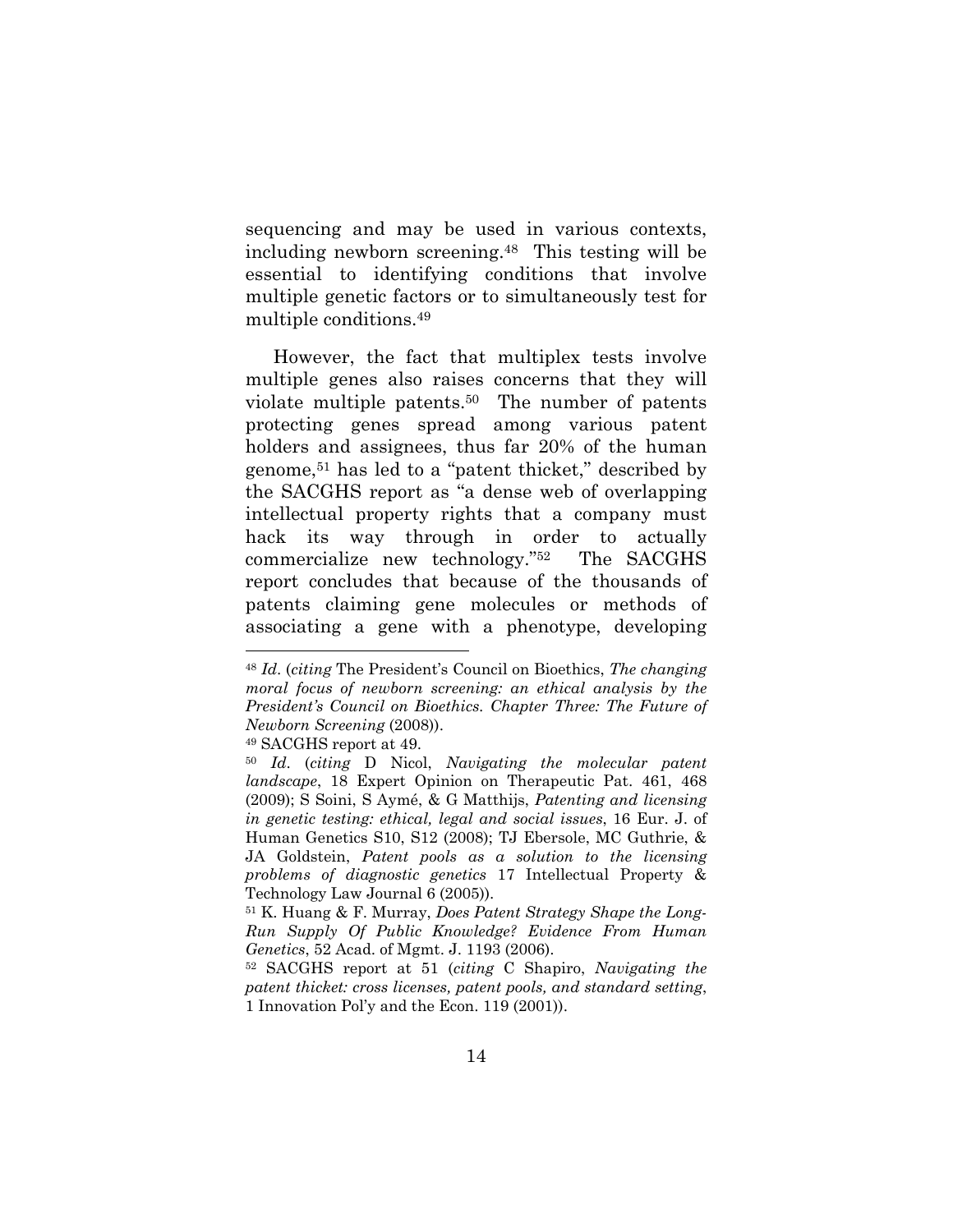sequencing and may be used in various contexts, including newborn screening.[48] This testing will be essential to identifying conditions that involve multiple genetic factors or to simultaneously test for multiple conditions.[49]

However, the fact that multiplex tests involve multiple genes also raises concerns that they will violate multiple patents.[50] The number of patents protecting genes spread among various patent holders and assignees, thus far 20% of the human genome,[51] has led to a "patent thicket," described by the SACGHS report as "a dense web of overlapping intellectual property rights that a company must hack its way through in order to actually commercialize new technology."[52] The SACGHS report concludes that because of the thousands of patents claiming gene molecules or methods of associating a gene with a phenotype, developing

---

[48] *Id.* (*citing* The President's Council on Bioethics, *The changing moral focus of newborn screening: an ethical analysis by the President's Council on Bioethics. Chapter Three: The Future of Newborn Screening* (2008)).

[49] SACGHS report at 49.

[50] *Id.* (*citing* D Nicol, *Navigating the molecular patent landscape*, 18 Expert Opinion on Therapeutic Pat. 461, 468 (2009); S Soini, S Aymé, & G Matthijs, *Patenting and licensing in genetic testing: ethical, legal and social issues*, 16 Eur. J. of Human Genetics S10, S12 (2008); TJ Ebersole, MC Guthrie, & JA Goldstein, *Patent pools as a solution to the licensing problems of diagnostic genetics* 17 Intellectual Property & Technology Law Journal 6 (2005)).

[51] K. Huang & F. Murray, *Does Patent Strategy Shape the Long-Run Supply Of Public Knowledge? Evidence From Human Genetics*, 52 Acad. of Mgmt. J. 1193 (2006).

[52] SACGHS report at 51 (*citing* C Shapiro, *Navigating the patent thicket: cross licenses, patent pools, and standard setting*, 1 Innovation Pol'y and the Econ. 119 (2001)).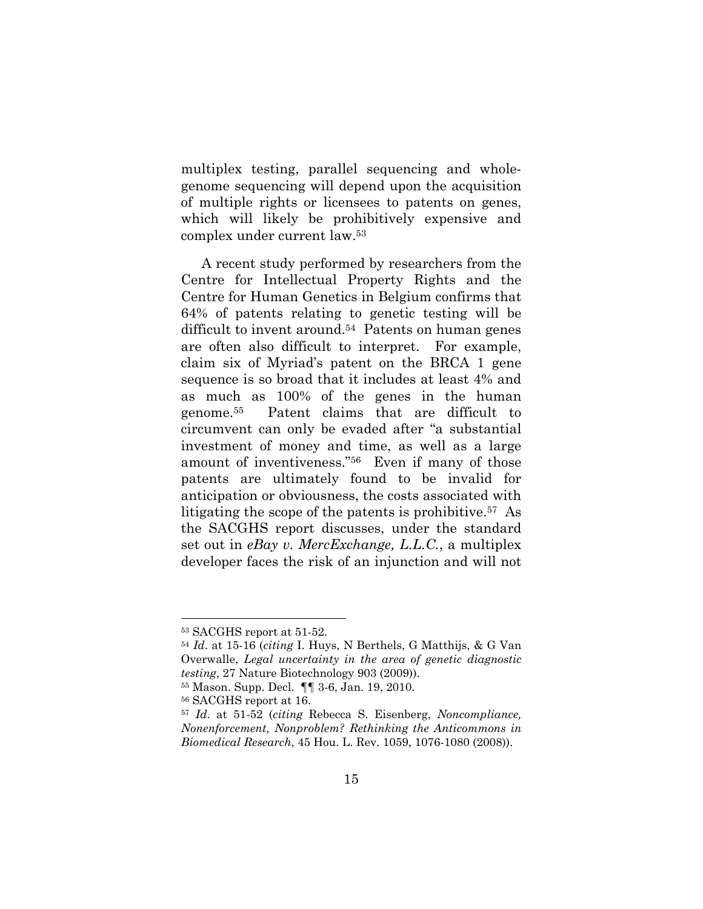multiplex testing, parallel sequencing and whole-genome sequencing will depend upon the acquisition of multiple rights or licensees to patents on genes, which will likely be prohibitively expensive and complex under current law.[53]

A recent study performed by researchers from the Centre for Intellectual Property Rights and the Centre for Human Genetics in Belgium confirms that 64% of patents relating to genetic testing will be difficult to invent around.[54] Patents on human genes are often also difficult to interpret. For example, claim six of Myriad's patent on the BRCA 1 gene sequence is so broad that it includes at least 4% and as much as 100% of the genes in the human genome.[55] Patent claims that are difficult to circumvent can only be evaded after "a substantial investment of money and time, as well as a large amount of inventiveness."[56] Even if many of those patents are ultimately found to be invalid for anticipation or obviousness, the costs associated with litigating the scope of the patents is prohibitive.[57] As the SACGHS report discusses, under the standard set out in *eBay v. MercExchange, L.L.C.*, a multiplex developer faces the risk of an injunction and will not

---

[53] SACGHS report at 51-52.

[54] *Id*. at 15-16 (*citing* I. Huys, N Berthels, G Matthijs, & G Van Overwalle, *Legal uncertainty in the area of genetic diagnostic testing*, 27 Nature Biotechnology 903 (2009)).

[55] Mason. Supp. Decl. ¶¶ 3-6, Jan. 19, 2010.

[56] SACGHS report at 16.

[57] *Id*. at 51-52 (*citing* Rebecca S. Eisenberg, *Noncompliance, Nonenforcement, Nonproblem? Rethinking the Anticommons in Biomedical Research*, 45 Hou. L. Rev. 1059, 1076-1080 (2008)).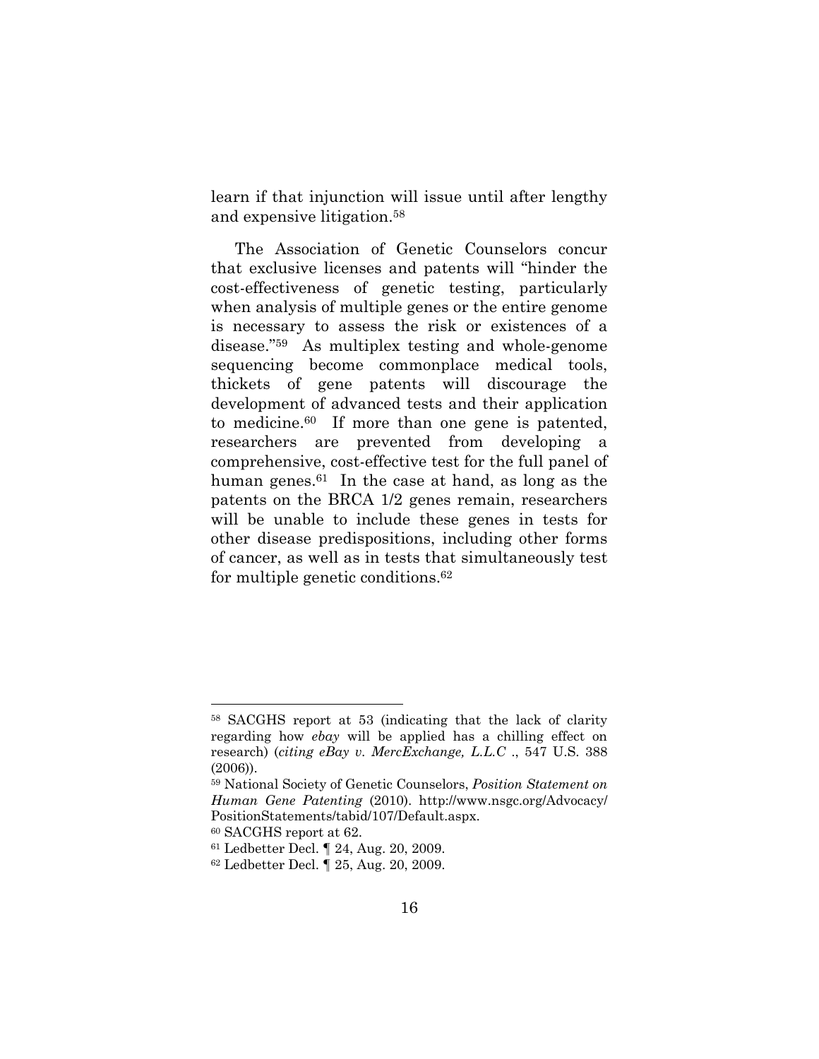learn if that injunction will issue until after lengthy and expensive litigation.[58]

The Association of Genetic Counselors concur that exclusive licenses and patents will "hinder the cost-effectiveness of genetic testing, particularly when analysis of multiple genes or the entire genome is necessary to assess the risk or existences of a disease."[59] As multiplex testing and whole-genome sequencing become commonplace medical tools, thickets of gene patents will discourage the development of advanced tests and their application to medicine.[60] If more than one gene is patented, researchers are prevented from developing a comprehensive, cost-effective test for the full panel of human genes.[61] In the case at hand, as long as the patents on the BRCA 1/2 genes remain, researchers will be unable to include these genes in tests for other disease predispositions, including other forms of cancer, as well as in tests that simultaneously test for multiple genetic conditions.[62]

---

[58] SACGHS report at 53 (indicating that the lack of clarity regarding how *ebay* will be applied has a chilling effect on research) (*citing eBay v. MercExchange, L.L.C* ., 547 U.S. 388 (2006)).

[59] National Society of Genetic Counselors, *Position Statement on Human Gene Patenting* (2010). http://www.nsgc.org/Advocacy/PositionStatements/tabid/107/Default.aspx.

[60] SACGHS report at 62.

[61] Ledbetter Decl. ¶ 24, Aug. 20, 2009.

[62] Ledbetter Decl. ¶ 25, Aug. 20, 2009.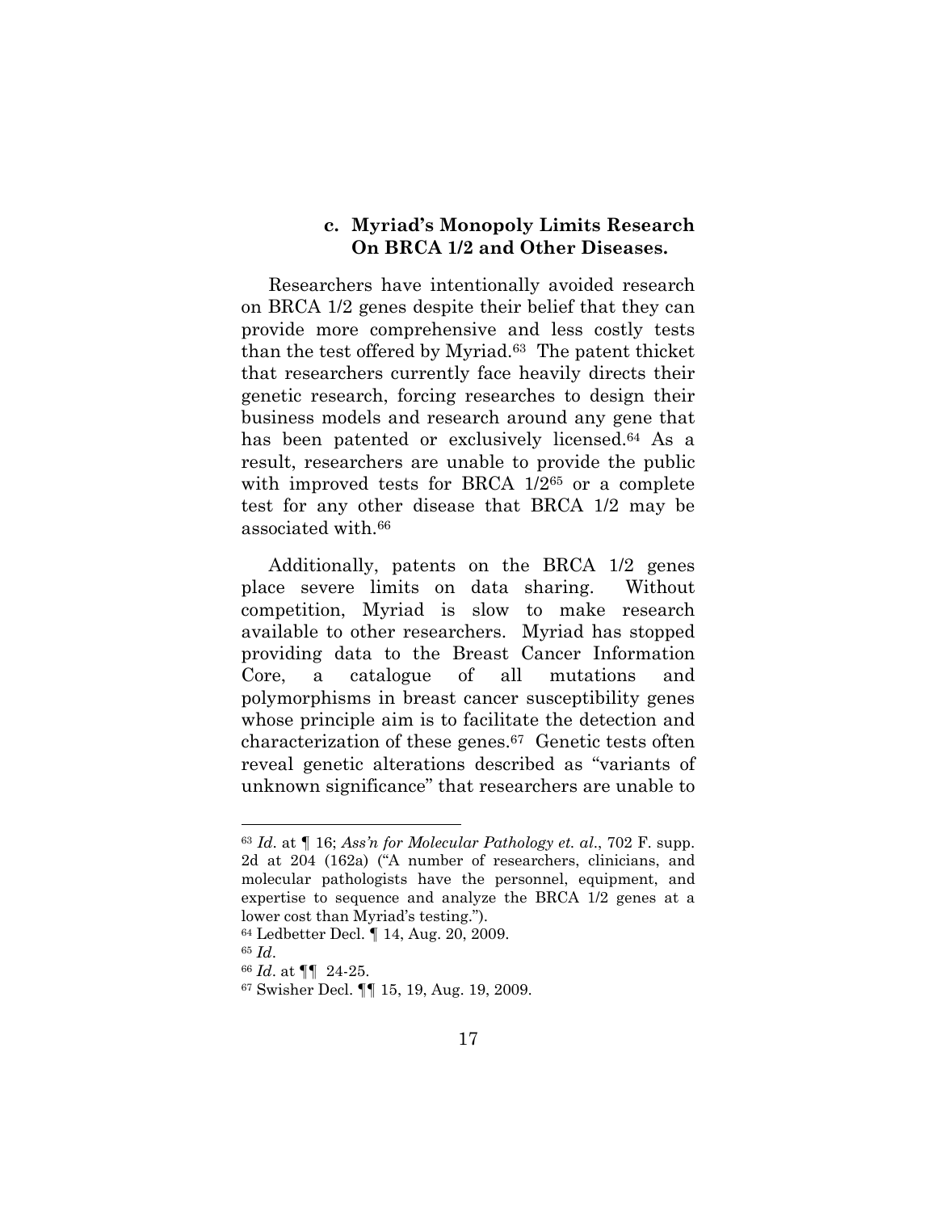### c. Myriad's Monopoly Limits Research On BRCA 1/2 and Other Diseases.

Researchers have intentionally avoided research on BRCA 1/2 genes despite their belief that they can provide more comprehensive and less costly tests than the test offered by Myriad.[63] The patent thicket that researchers currently face heavily directs their genetic research, forcing researches to design their business models and research around any gene that has been patented or exclusively licensed.[64] As a result, researchers are unable to provide the public with improved tests for BRCA 1/2[65] or a complete test for any other disease that BRCA 1/2 may be associated with.[66]

Additionally, patents on the BRCA 1/2 genes place severe limits on data sharing. Without competition, Myriad is slow to make research available to other researchers. Myriad has stopped providing data to the Breast Cancer Information Core, a catalogue of all mutations and polymorphisms in breast cancer susceptibility genes whose principle aim is to facilitate the detection and characterization of these genes.[67] Genetic tests often reveal genetic alterations described as "variants of unknown significance" that researchers are unable to

---

[63] *Id*. at ¶ 16; *Ass'n for Molecular Pathology et. al*., 702 F. supp. 2d at 204 (162a) ("A number of researchers, clinicians, and molecular pathologists have the personnel, equipment, and expertise to sequence and analyze the BRCA 1/2 genes at a lower cost than Myriad's testing.").

[64] Ledbetter Decl. ¶ 14, Aug. 20, 2009.

[65] *Id*.

[66] *Id*. at ¶¶ 24-25.

[67] Swisher Decl. ¶¶ 15, 19, Aug. 19, 2009.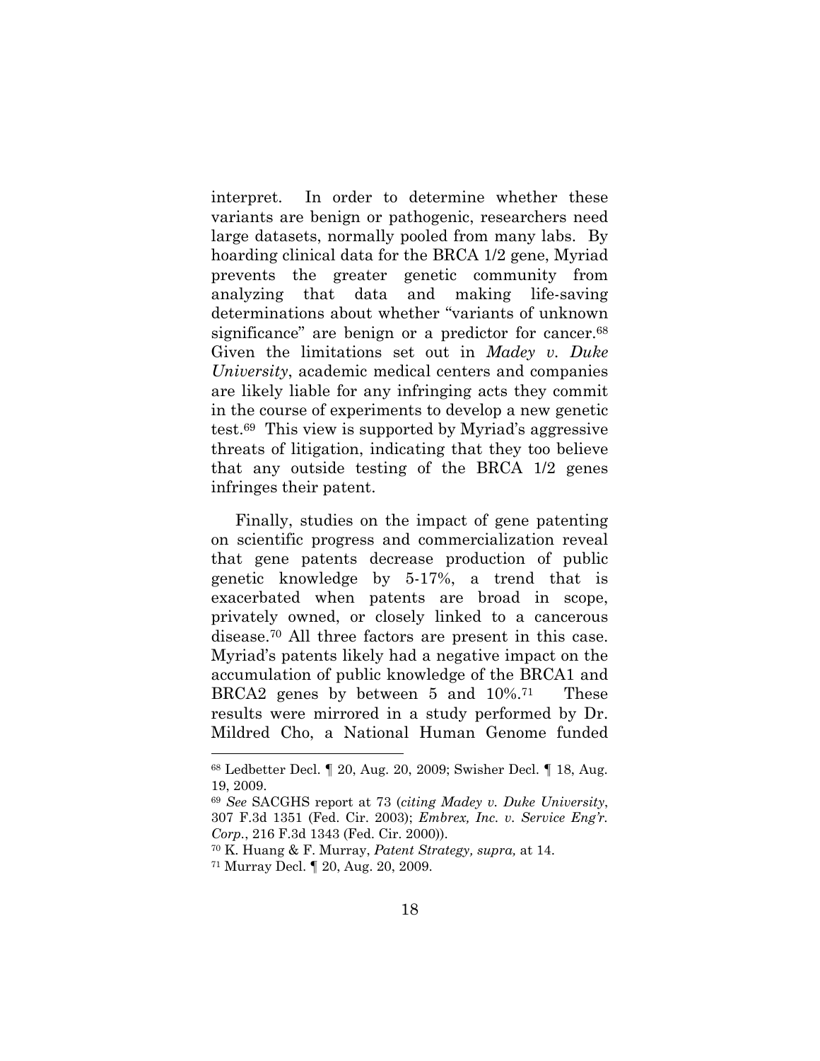interpret. In order to determine whether these variants are benign or pathogenic, researchers need large datasets, normally pooled from many labs. By hoarding clinical data for the BRCA 1/2 gene, Myriad prevents the greater genetic community from analyzing that data and making life-saving determinations about whether "variants of unknown significance" are benign or a predictor for cancer.[68] Given the limitations set out in *Madey v. Duke University*, academic medical centers and companies are likely liable for any infringing acts they commit in the course of experiments to develop a new genetic test.[69] This view is supported by Myriad's aggressive threats of litigation, indicating that they too believe that any outside testing of the BRCA 1/2 genes infringes their patent.

Finally, studies on the impact of gene patenting on scientific progress and commercialization reveal that gene patents decrease production of public genetic knowledge by 5-17%, a trend that is exacerbated when patents are broad in scope, privately owned, or closely linked to a cancerous disease.[70] All three factors are present in this case. Myriad's patents likely had a negative impact on the accumulation of public knowledge of the BRCA1 and BRCA2 genes by between 5 and 10%.[71] These results were mirrored in a study performed by Dr. Mildred Cho, a National Human Genome funded

---

[68] Ledbetter Decl. ¶ 20, Aug. 20, 2009; Swisher Decl. ¶ 18, Aug. 19, 2009.

[69] *See* SACGHS report at 73 (*citing Madey v. Duke University*, 307 F.3d 1351 (Fed. Cir. 2003); *Embrex, Inc. v. Service Eng'r. Corp.*, 216 F.3d 1343 (Fed. Cir. 2000)).

[70] K. Huang & F. Murray, *Patent Strategy, supra,* at 14.

[71] Murray Decl. ¶ 20, Aug. 20, 2009.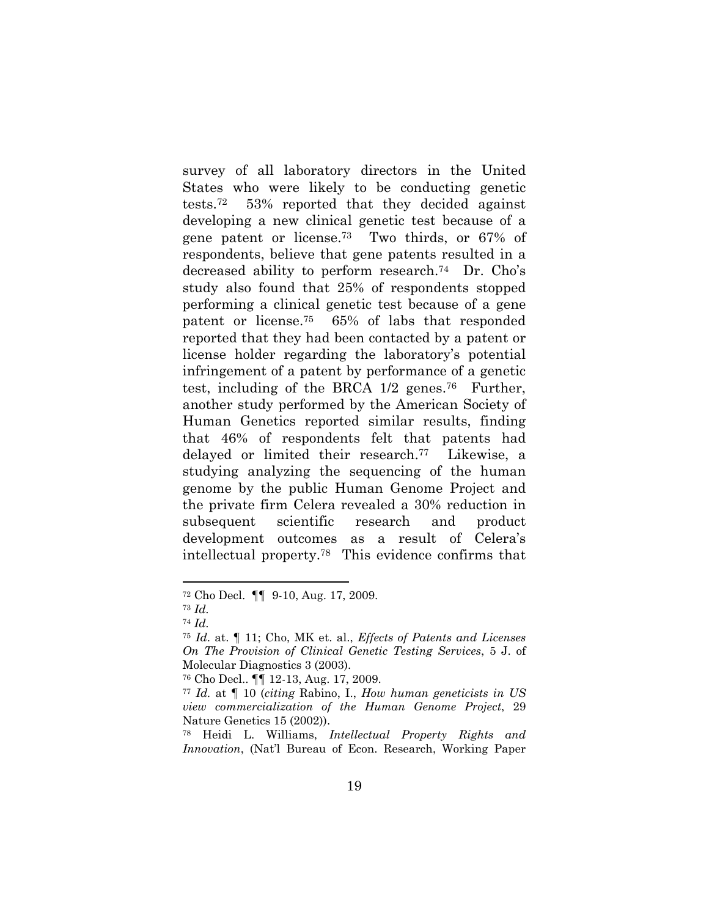survey of all laboratory directors in the United States who were likely to be conducting genetic tests.[72] 53% reported that they decided against developing a new clinical genetic test because of a gene patent or license.[73] Two thirds, or 67% of respondents, believe that gene patents resulted in a decreased ability to perform research.[74] Dr. Cho's study also found that 25% of respondents stopped performing a clinical genetic test because of a gene patent or license.[75] 65% of labs that responded reported that they had been contacted by a patent or license holder regarding the laboratory's potential infringement of a patent by performance of a genetic test, including of the BRCA 1/2 genes.[76] Further, another study performed by the American Society of Human Genetics reported similar results, finding that 46% of respondents felt that patents had delayed or limited their research.[77] Likewise, a studying analyzing the sequencing of the human genome by the public Human Genome Project and the private firm Celera revealed a 30% reduction in subsequent scientific research and product development outcomes as a result of Celera's intellectual property.[78] This evidence confirms that

---

[72] Cho Decl. ¶¶ 9-10, Aug. 17, 2009.

[73] *Id.*

[74] *Id.*

[75] *Id.* at. ¶ 11; Cho, MK et. al., *Effects of Patents and Licenses On The Provision of Clinical Genetic Testing Services*, 5 J. of Molecular Diagnostics 3 (2003).

[76] Cho Decl.. ¶¶ 12-13, Aug. 17, 2009.

[77] *Id.* at ¶ 10 (*citing* Rabino, I., *How human geneticists in US view commercialization of the Human Genome Project*, 29 Nature Genetics 15 (2002)).

[78] Heidi L. Williams, *Intellectual Property Rights and Innovation*, (Nat'l Bureau of Econ. Research, Working Paper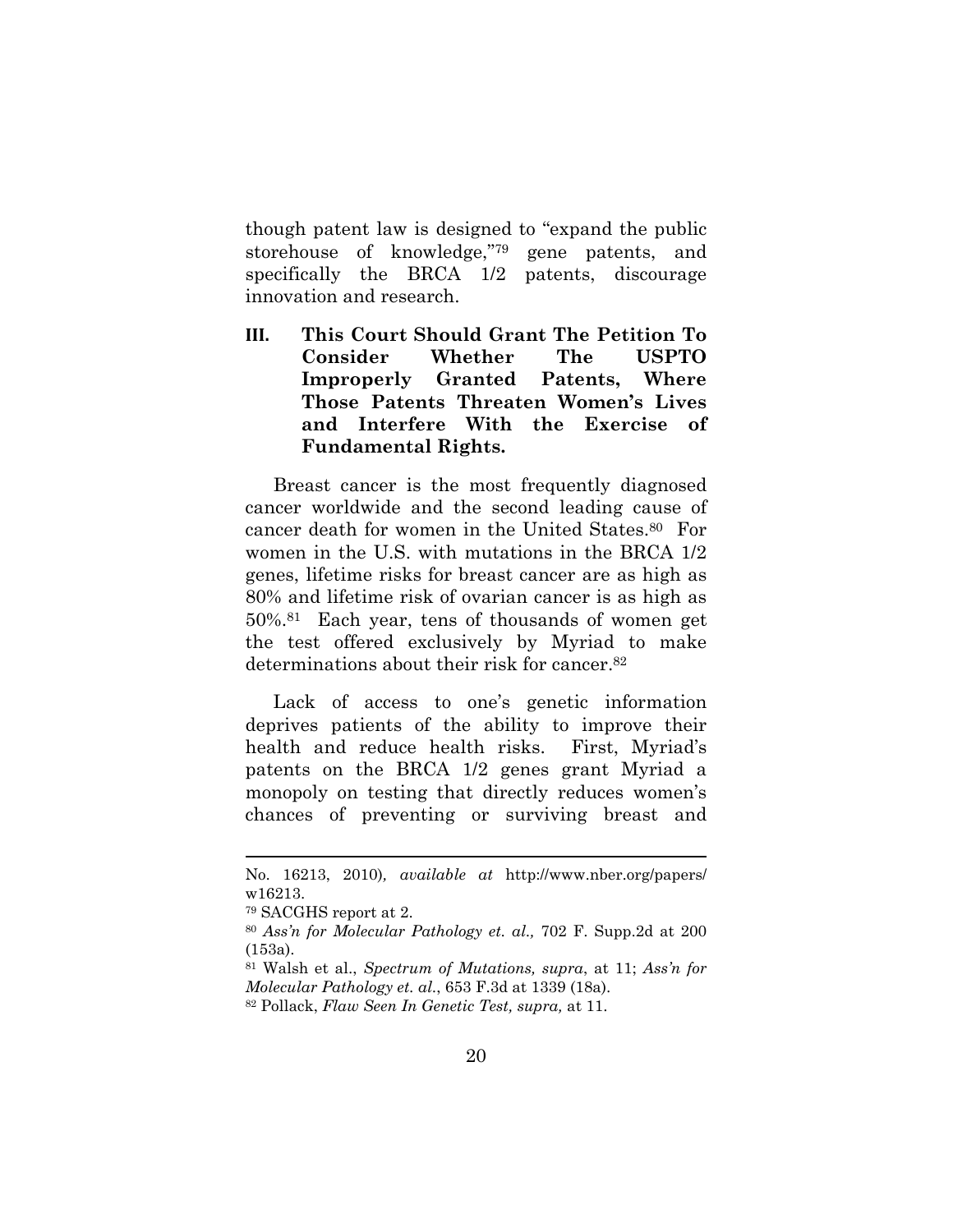though patent law is designed to "expand the public storehouse of knowledge,"[79] gene patents, and specifically the BRCA 1/2 patents, discourage innovation and research.

## III. This Court Should Grant The Petition To Consider Whether The USPTO Improperly Granted Patents, Where Those Patents Threaten Women's Lives and Interfere With the Exercise of Fundamental Rights.

Breast cancer is the most frequently diagnosed cancer worldwide and the second leading cause of cancer death for women in the United States.[80] For women in the U.S. with mutations in the BRCA 1/2 genes, lifetime risks for breast cancer are as high as 80% and lifetime risk of ovarian cancer is as high as 50%.[81] Each year, tens of thousands of women get the test offered exclusively by Myriad to make determinations about their risk for cancer.[82]

Lack of access to one's genetic information deprives patients of the ability to improve their health and reduce health risks. First, Myriad's patents on the BRCA 1/2 genes grant Myriad a monopoly on testing that directly reduces women's chances of preventing or surviving breast and

---

No. 16213, 2010), *available at* http://www.nber.org/papers/w16213.

[79] SACGHS report at 2.

[80] *Ass'n for Molecular Pathology et. al.,* 702 F. Supp.2d at 200 (153a).

[81] Walsh et al., *Spectrum of Mutations, supra*, at 11; *Ass'n for Molecular Pathology et. al.*, 653 F.3d at 1339 (18a).

[82] Pollack, *Flaw Seen In Genetic Test, supra,* at 11.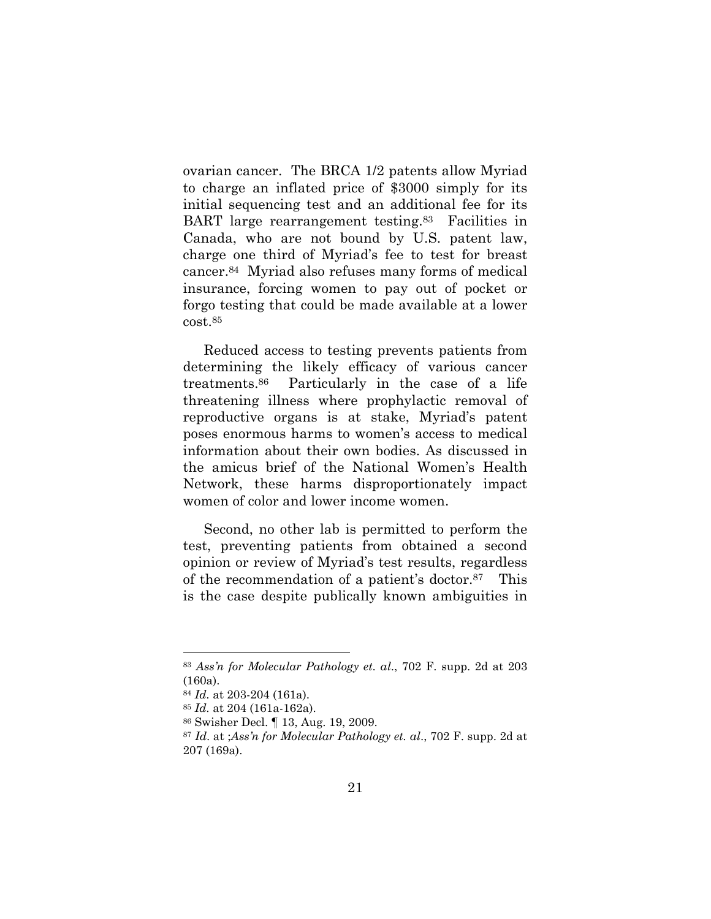ovarian cancer. The BRCA 1/2 patents allow Myriad to charge an inflated price of $3000 simply for its initial sequencing test and an additional fee for its BART large rearrangement testing.[83] Facilities in Canada, who are not bound by U.S. patent law, charge one third of Myriad's fee to test for breast cancer.[84] Myriad also refuses many forms of medical insurance, forcing women to pay out of pocket or forgo testing that could be made available at a lower cost.[85]

Reduced access to testing prevents patients from determining the likely efficacy of various cancer treatments.[86] Particularly in the case of a life threatening illness where prophylactic removal of reproductive organs is at stake, Myriad's patent poses enormous harms to women's access to medical information about their own bodies. As discussed in the amicus brief of the National Women's Health Network, these harms disproportionately impact women of color and lower income women.

Second, no other lab is permitted to perform the test, preventing patients from obtained a second opinion or review of Myriad's test results, regardless of the recommendation of a patient's doctor.[87] This is the case despite publically known ambiguities in

---

[83] *Ass'n for Molecular Pathology et. al*., 702 F. supp. 2d at 203 (160a).

[84] *Id.* at 203-204 (161a).

[85] *Id.* at 204 (161a-162a).

[86] Swisher Decl. ¶ 13, Aug. 19, 2009.

[87] *Id*. at ;*Ass'n for Molecular Pathology et. al*., 702 F. supp. 2d at 207 (169a).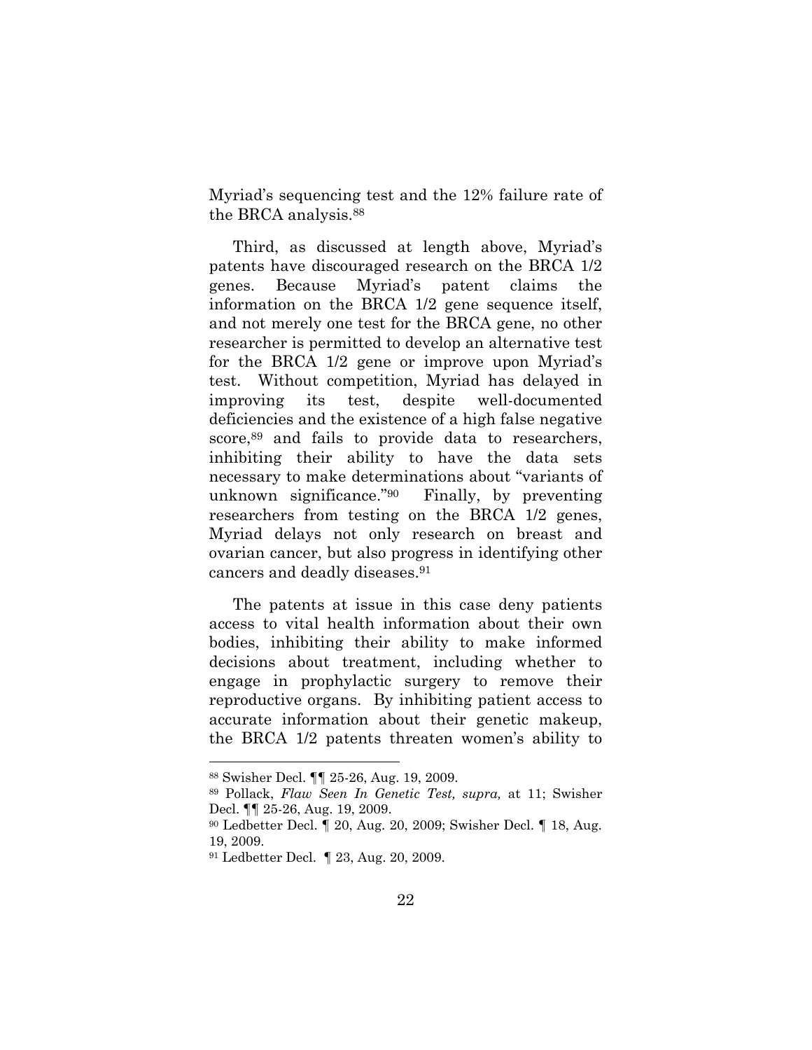Myriad's sequencing test and the 12% failure rate of the BRCA analysis.[88]

Third, as discussed at length above, Myriad's patents have discouraged research on the BRCA 1/2 genes. Because Myriad's patent claims the information on the BRCA 1/2 gene sequence itself, and not merely one test for the BRCA gene, no other researcher is permitted to develop an alternative test for the BRCA 1/2 gene or improve upon Myriad's test. Without competition, Myriad has delayed in improving its test, despite well-documented deficiencies and the existence of a high false negative score,[89] and fails to provide data to researchers, inhibiting their ability to have the data sets necessary to make determinations about "variants of unknown significance."[90] Finally, by preventing researchers from testing on the BRCA 1/2 genes, Myriad delays not only research on breast and ovarian cancer, but also progress in identifying other cancers and deadly diseases.[91]

The patents at issue in this case deny patients access to vital health information about their own bodies, inhibiting their ability to make informed decisions about treatment, including whether to engage in prophylactic surgery to remove their reproductive organs. By inhibiting patient access to accurate information about their genetic makeup, the BRCA 1/2 patents threaten women's ability to

---

[88] Swisher Decl. ¶¶ 25-26, Aug. 19, 2009.

[89] Pollack, *Flaw Seen In Genetic Test, supra,* at 11; Swisher Decl. ¶¶ 25-26, Aug. 19, 2009.

[90] Ledbetter Decl. ¶ 20, Aug. 20, 2009; Swisher Decl. ¶ 18, Aug. 19, 2009.

[91] Ledbetter Decl. ¶ 23, Aug. 20, 2009.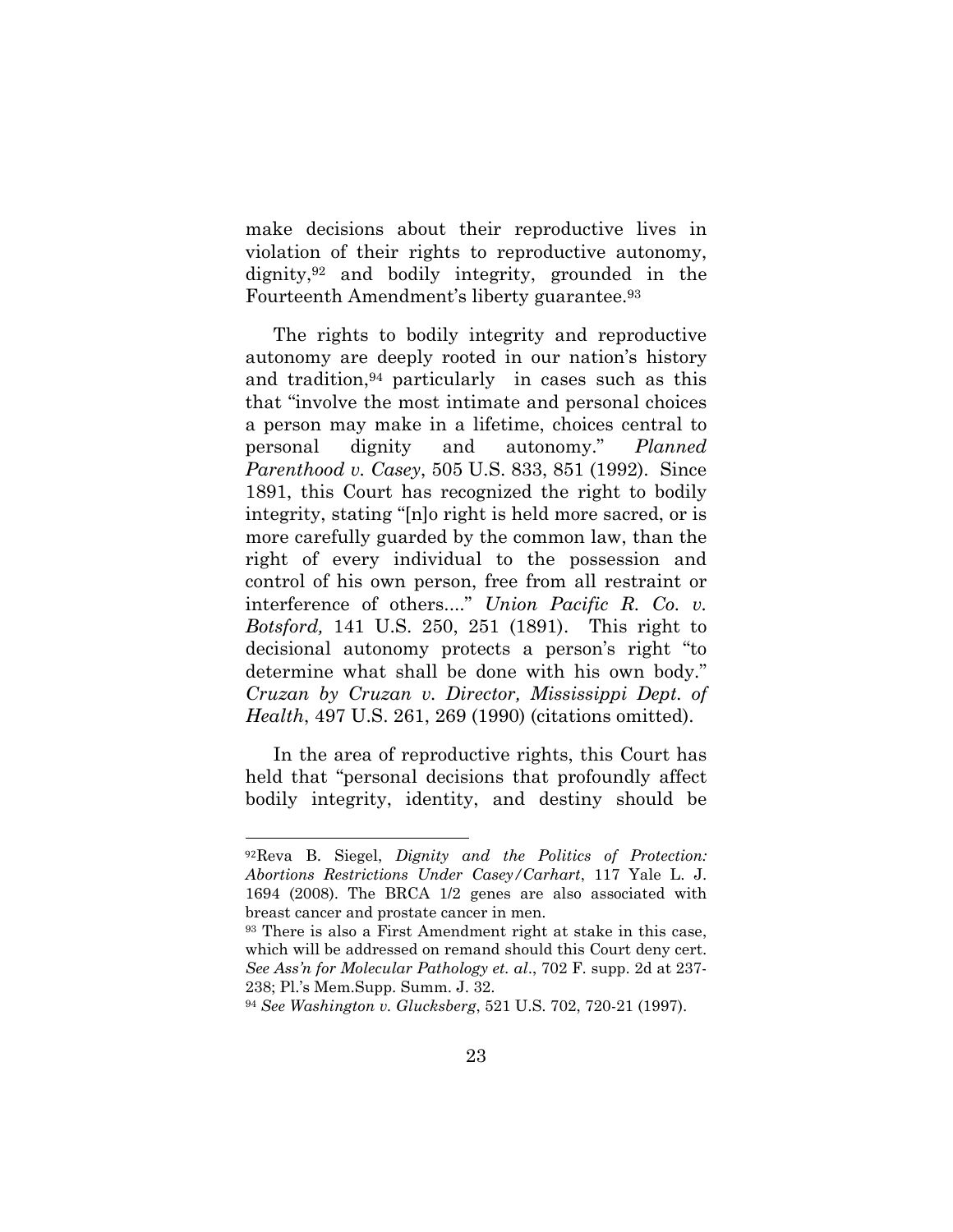make decisions about their reproductive lives in violation of their rights to reproductive autonomy, dignity,[92] and bodily integrity, grounded in the Fourteenth Amendment's liberty guarantee.[93]

The rights to bodily integrity and reproductive autonomy are deeply rooted in our nation's history and tradition,[94] particularly in cases such as this that "involve the most intimate and personal choices a person may make in a lifetime, choices central to personal dignity and autonomy." *Planned Parenthood v. Casey*, 505 U.S. 833, 851 (1992). Since 1891, this Court has recognized the right to bodily integrity, stating "[n]o right is held more sacred, or is more carefully guarded by the common law, than the right of every individual to the possession and control of his own person, free from all restraint or interference of others...." *Union Pacific R. Co. v. Botsford,* 141 U.S. 250, 251 (1891). This right to decisional autonomy protects a person's right "to determine what shall be done with his own body." *Cruzan by Cruzan v. Director, Mississippi Dept. of Health*, 497 U.S. 261, 269 (1990) (citations omitted).

In the area of reproductive rights, this Court has held that "personal decisions that profoundly affect bodily integrity, identity, and destiny should be

---

[92] Reva B. Siegel, *Dignity and the Politics of Protection: Abortions Restrictions Under Casey/Carhart*, 117 Yale L. J. 1694 (2008). The BRCA 1/2 genes are also associated with breast cancer and prostate cancer in men.

[93] There is also a First Amendment right at stake in this case, which will be addressed on remand should this Court deny cert. *See Ass'n for Molecular Pathology et. al*., 702 F. supp. 2d at 237-238; Pl.'s Mem.Supp. Summ. J. 32.

[94] *See Washington v. Glucksberg*, 521 U.S. 702, 720-21 (1997).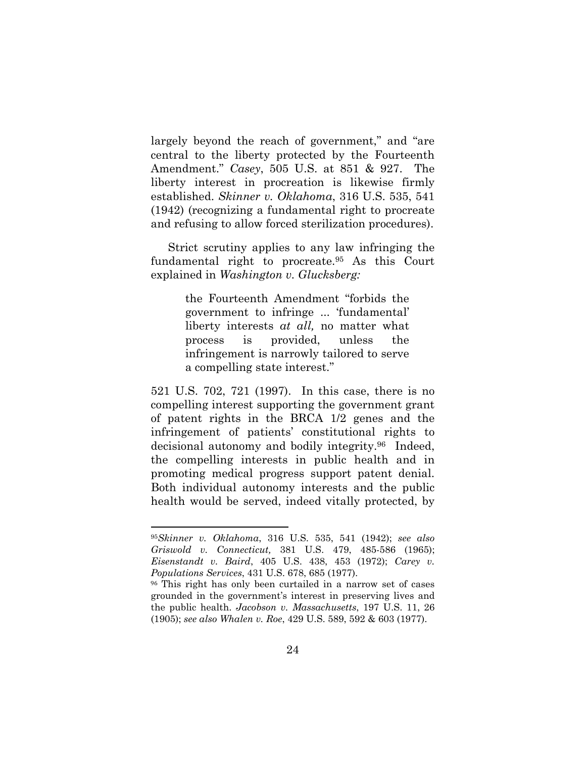largely beyond the reach of government," and "are central to the liberty protected by the Fourteenth Amendment." *Casey*, 505 U.S. at 851 & 927. The liberty interest in procreation is likewise firmly established. *Skinner v. Oklahoma*, 316 U.S. 535, 541 (1942) (recognizing a fundamental right to procreate and refusing to allow forced sterilization procedures).

Strict scrutiny applies to any law infringing the fundamental right to procreate.[95] As this Court explained in *Washington v. Glucksberg:*

> the Fourteenth Amendment "forbids the government to infringe ... 'fundamental' liberty interests *at all,* no matter what process is provided, unless the infringement is narrowly tailored to serve a compelling state interest."

521 U.S. 702, 721 (1997). In this case, there is no compelling interest supporting the government grant of patent rights in the BRCA 1/2 genes and the infringement of patients' constitutional rights to decisional autonomy and bodily integrity.[96] Indeed, the compelling interests in public health and in promoting medical progress support patent denial. Both individual autonomy interests and the public health would be served, indeed vitally protected, by

---

[95] *Skinner v. Oklahoma*, 316 U.S. 535, 541 (1942); *see also Griswold v. Connecticut,* 381 U.S. 479, 485-586 (1965); *Eisenstandt v. Baird*, 405 U.S. 438, 453 (1972); *Carey v. Populations Services*, 431 U.S. 678, 685 (1977).

[96] This right has only been curtailed in a narrow set of cases grounded in the government's interest in preserving lives and the public health. *Jacobson v. Massachusetts*, 197 U.S. 11, 26 (1905); *see also Whalen v. Roe*, 429 U.S. 589, 592 & 603 (1977).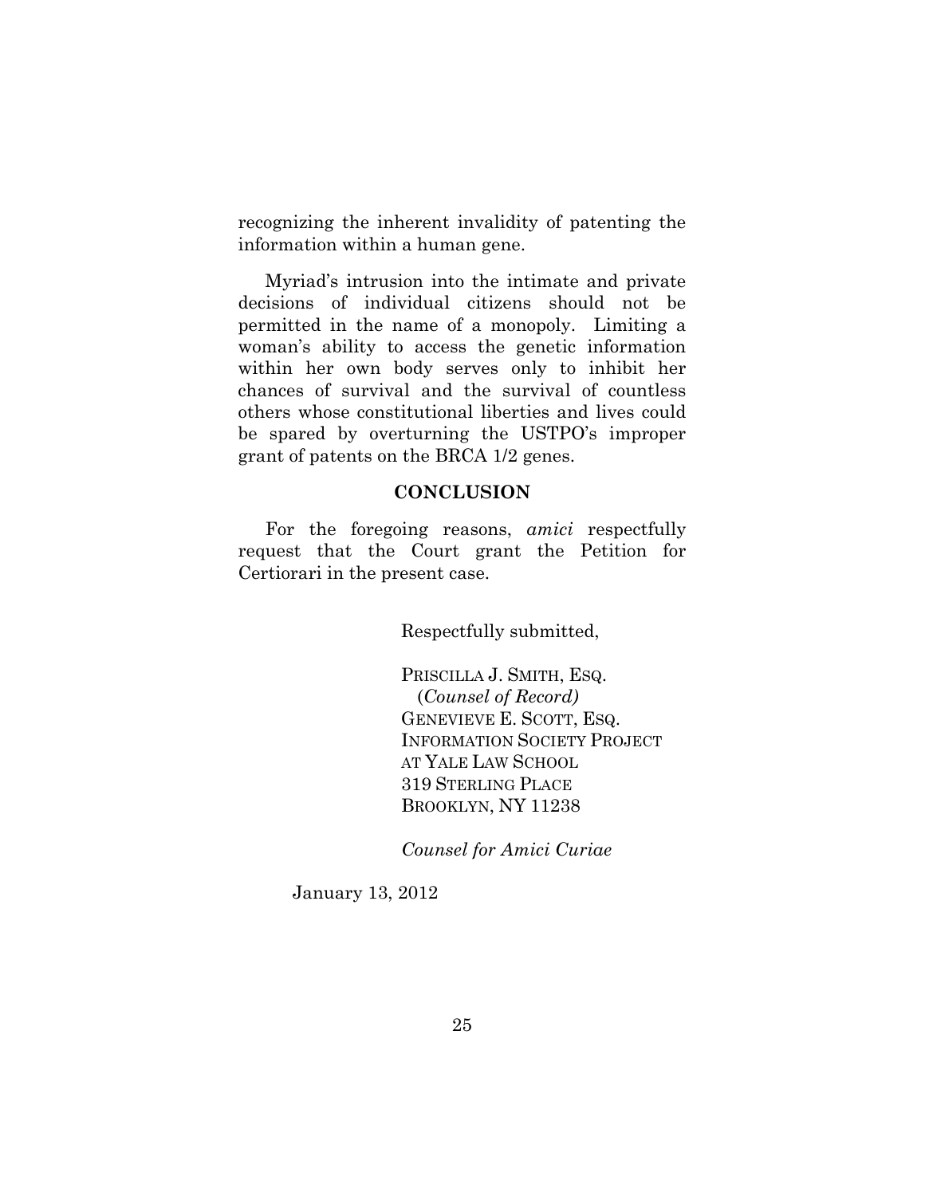recognizing the inherent invalidity of patenting the information within a human gene.

Myriad's intrusion into the intimate and private decisions of individual citizens should not be permitted in the name of a monopoly. Limiting a woman's ability to access the genetic information within her own body serves only to inhibit her chances of survival and the survival of countless others whose constitutional liberties and lives could be spared by overturning the USTPO's improper grant of patents on the BRCA 1/2 genes.

## CONCLUSION

For the foregoing reasons, *amici* respectfully request that the Court grant the Petition for Certiorari in the present case.

Respectfully submitted,

PRISCILLA J. SMITH, ESQ.
(*Counsel of Record)*
GENEVIEVE E. SCOTT, ESQ.
INFORMATION SOCIETY PROJECT
AT YALE LAW SCHOOL
319 STERLING PLACE
BROOKLYN, NY 11238

*Counsel for Amici Curiae*

January 13, 2012